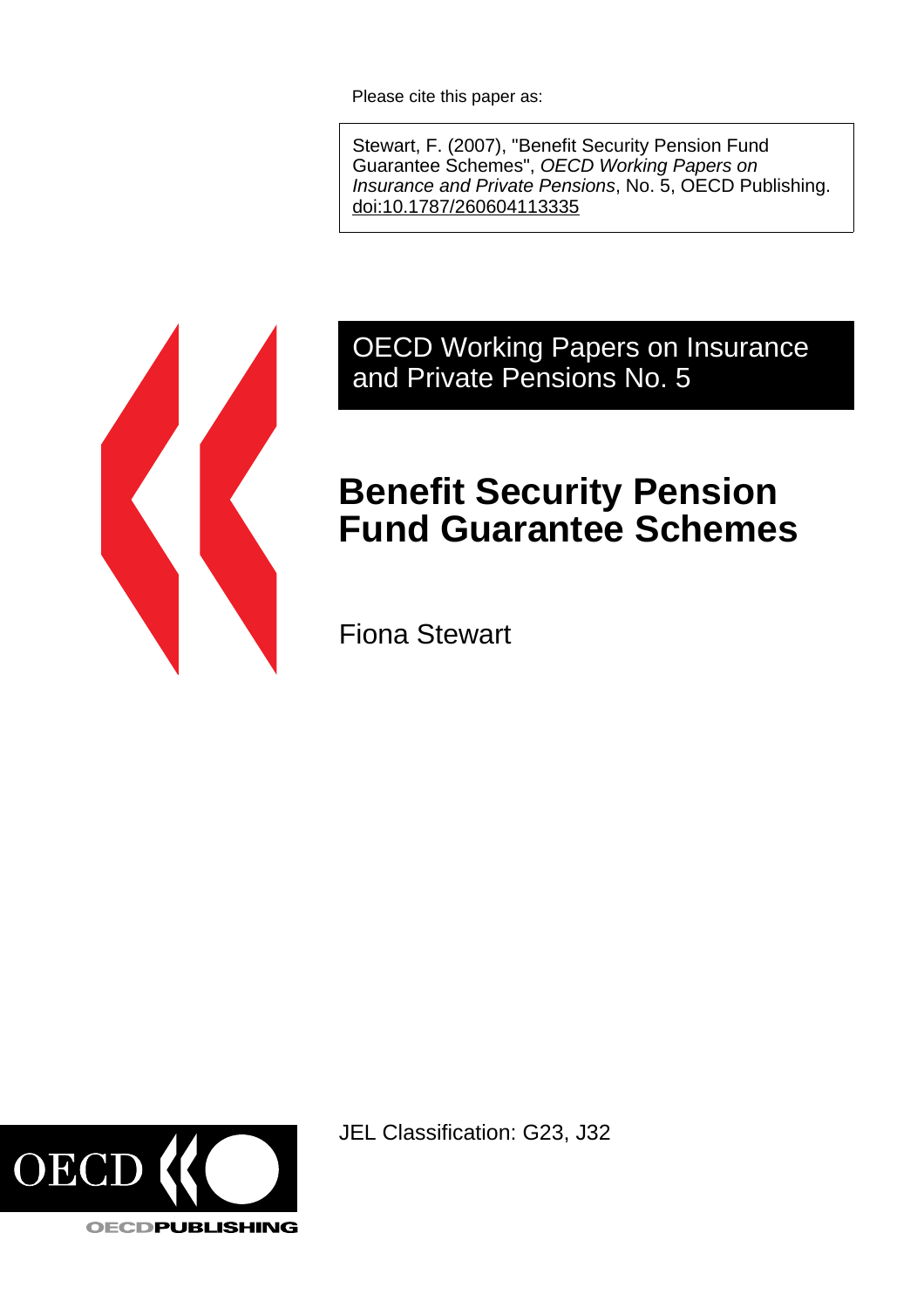Please cite this paper as:

Stewart, F. (2007), "Benefit Security Pension Fund Guarantee Schemes", *OECD Working Papers on Insurance and Private Pensions*, No. 5, OECD Publishing. doi:10.1787/260604113335

OECD Working Papers on Insurance and Private Pensions No. 5

# Benefit Security Pension Fund Guarantee Schemes

Fiona Stewart

JEL Classification: G23, J32

OECD PUBLISHING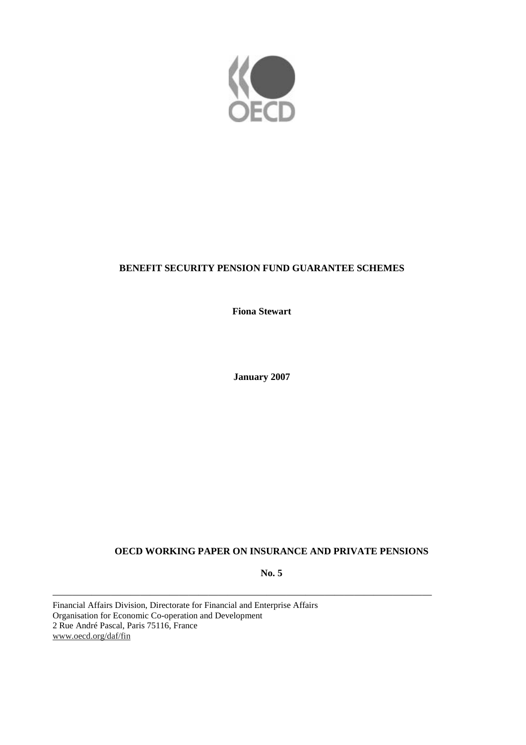**BENEFIT SECURITY PENSION FUND GUARANTEE SCHEMES**

**Fiona Stewart**

**January 2007**

**OECD WORKING PAPER ON INSURANCE AND PRIVATE PENSIONS**

**No. 5**

---

Financial Affairs Division, Directorate for Financial and Enterprise Affairs
Organisation for Economic Co-operation and Development
2 Rue André Pascal, Paris 75116, France
www.oecd.org/daf/fin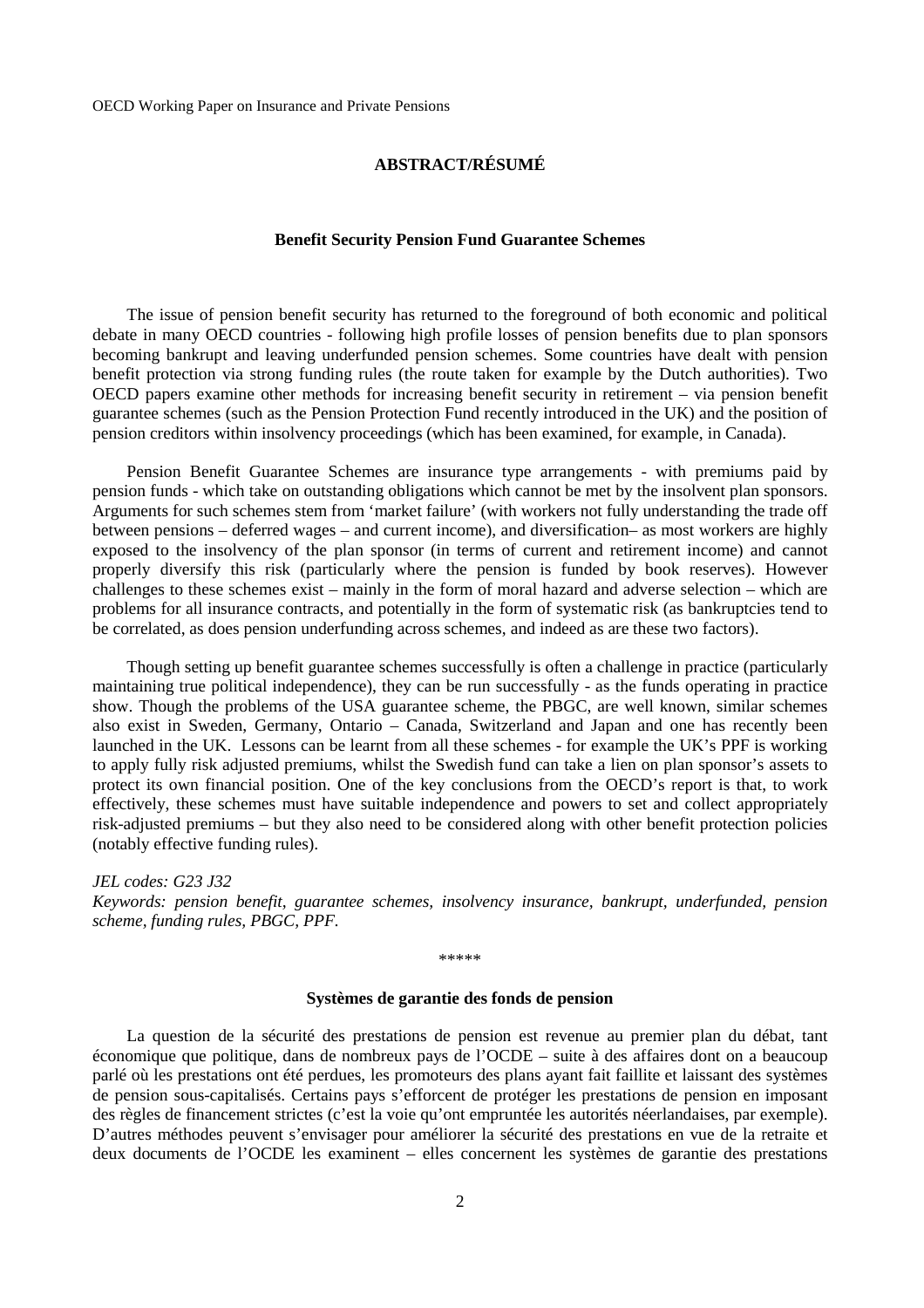## ABSTRACT/RÉSUMÉ

### Benefit Security Pension Fund Guarantee Schemes

The issue of pension benefit security has returned to the foreground of both economic and political debate in many OECD countries - following high profile losses of pension benefits due to plan sponsors becoming bankrupt and leaving underfunded pension schemes. Some countries have dealt with pension benefit protection via strong funding rules (the route taken for example by the Dutch authorities). Two OECD papers examine other methods for increasing benefit security in retirement – via pension benefit guarantee schemes (such as the Pension Protection Fund recently introduced in the UK) and the position of pension creditors within insolvency proceedings (which has been examined, for example, in Canada).

Pension Benefit Guarantee Schemes are insurance type arrangements - with premiums paid by pension funds - which take on outstanding obligations which cannot be met by the insolvent plan sponsors. Arguments for such schemes stem from 'market failure' (with workers not fully understanding the trade off between pensions – deferred wages – and current income), and diversification– as most workers are highly exposed to the insolvency of the plan sponsor (in terms of current and retirement income) and cannot properly diversify this risk (particularly where the pension is funded by book reserves). However challenges to these schemes exist – mainly in the form of moral hazard and adverse selection – which are problems for all insurance contracts, and potentially in the form of systematic risk (as bankruptcies tend to be correlated, as does pension underfunding across schemes, and indeed as are these two factors).

Though setting up benefit guarantee schemes successfully is often a challenge in practice (particularly maintaining true political independence), they can be run successfully - as the funds operating in practice show. Though the problems of the USA guarantee scheme, the PBGC, are well known, similar schemes also exist in Sweden, Germany, Ontario – Canada, Switzerland and Japan and one has recently been launched in the UK. Lessons can be learnt from all these schemes - for example the UK's PPF is working to apply fully risk adjusted premiums, whilst the Swedish fund can take a lien on plan sponsor's assets to protect its own financial position. One of the key conclusions from the OECD's report is that, to work effectively, these schemes must have suitable independence and powers to set and collect appropriately risk-adjusted premiums – but they also need to be considered along with other benefit protection policies (notably effective funding rules).

*JEL codes: G23 J32*
*Keywords: pension benefit, guarantee schemes, insolvency insurance, bankrupt, underfunded, pension scheme, funding rules, PBGC, PPF.*

*****

### Systèmes de garantie des fonds de pension

La question de la sécurité des prestations de pension est revenue au premier plan du débat, tant économique que politique, dans de nombreux pays de l'OCDE – suite à des affaires dont on a beaucoup parlé où les prestations ont été perdues, les promoteurs des plans ayant fait faillite et laissant des systèmes de pension sous-capitalisés. Certains pays s'efforcent de protéger les prestations de pension en imposant des règles de financement strictes (c'est la voie qu'ont empruntée les autorités néerlandaises, par exemple). D'autres méthodes peuvent s'envisager pour améliorer la sécurité des prestations en vue de la retraite et deux documents de l'OCDE les examinent – elles concernent les systèmes de garantie des prestations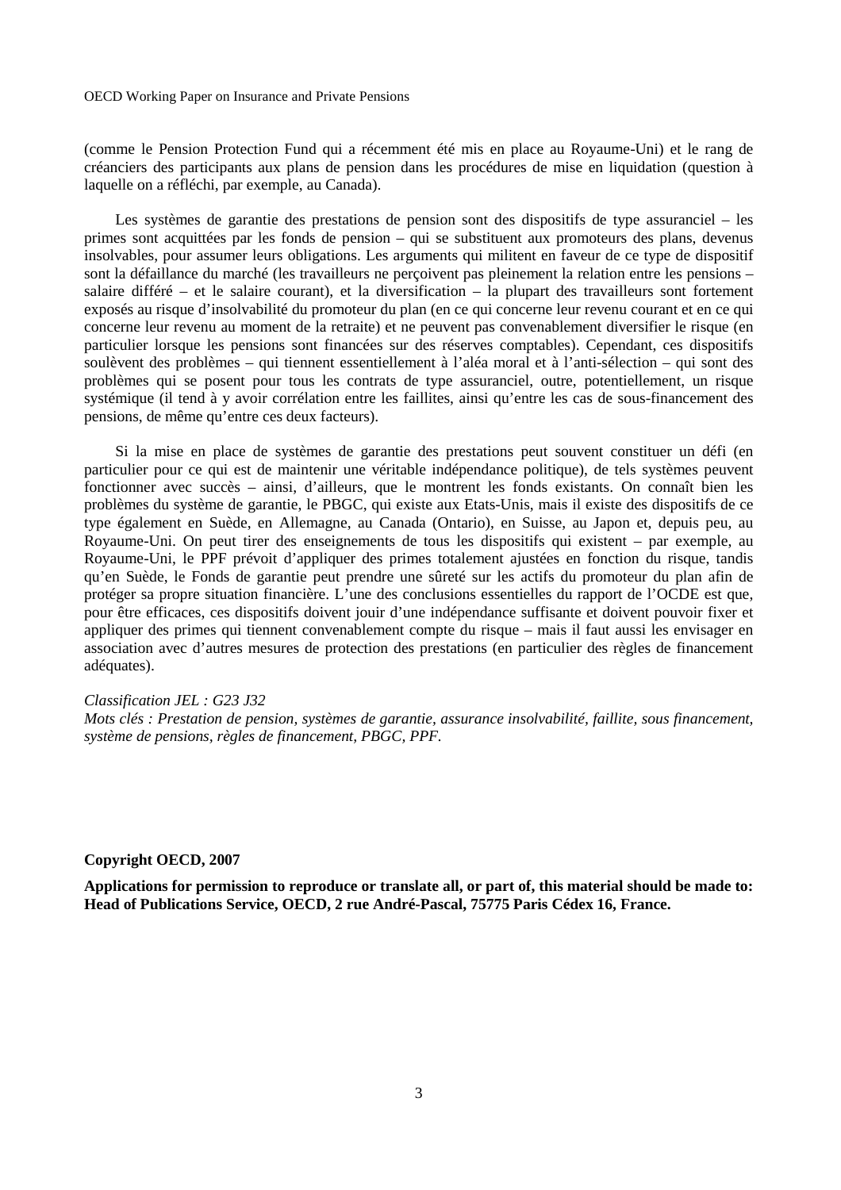(comme le Pension Protection Fund qui a récemment été mis en place au Royaume-Uni) et le rang de créanciers des participants aux plans de pension dans les procédures de mise en liquidation (question à laquelle on a réfléchi, par exemple, au Canada).

Les systèmes de garantie des prestations de pension sont des dispositifs de type assuranciel – les primes sont acquittées par les fonds de pension – qui se substituent aux promoteurs des plans, devenus insolvables, pour assumer leurs obligations. Les arguments qui militent en faveur de ce type de dispositif sont la défaillance du marché (les travailleurs ne perçoivent pas pleinement la relation entre les pensions – salaire différé – et le salaire courant), et la diversification – la plupart des travailleurs sont fortement exposés au risque d'insolvabilité du promoteur du plan (en ce qui concerne leur revenu courant et en ce qui concerne leur revenu au moment de la retraite) et ne peuvent pas convenablement diversifier le risque (en particulier lorsque les pensions sont financées sur des réserves comptables). Cependant, ces dispositifs soulèvent des problèmes – qui tiennent essentiellement à l'aléa moral et à l'anti-sélection – qui sont des problèmes qui se posent pour tous les contrats de type assuranciel, outre, potentiellement, un risque systémique (il tend à y avoir corrélation entre les faillites, ainsi qu'entre les cas de sous-financement des pensions, de même qu'entre ces deux facteurs).

Si la mise en place de systèmes de garantie des prestations peut souvent constituer un défi (en particulier pour ce qui est de maintenir une véritable indépendance politique), de tels systèmes peuvent fonctionner avec succès – ainsi, d'ailleurs, que le montrent les fonds existants. On connaît bien les problèmes du système de garantie, le PBGC, qui existe aux Etats-Unis, mais il existe des dispositifs de ce type également en Suède, en Allemagne, au Canada (Ontario), en Suisse, au Japon et, depuis peu, au Royaume-Uni. On peut tirer des enseignements de tous les dispositifs qui existent – par exemple, au Royaume-Uni, le PPF prévoit d'appliquer des primes totalement ajustées en fonction du risque, tandis qu'en Suède, le Fonds de garantie peut prendre une sûreté sur les actifs du promoteur du plan afin de protéger sa propre situation financière. L'une des conclusions essentielles du rapport de l'OCDE est que, pour être efficaces, ces dispositifs doivent jouir d'une indépendance suffisante et doivent pouvoir fixer et appliquer des primes qui tiennent convenablement compte du risque – mais il faut aussi les envisager en association avec d'autres mesures de protection des prestations (en particulier des règles de financement adéquates).

*Classification JEL : G23 J32*
*Mots clés : Prestation de pension, systèmes de garantie, assurance insolvabilité, faillite, sous financement, système de pensions, règles de financement, PBGC, PPF.*

**Copyright OECD, 2007**

**Applications for permission to reproduce or translate all, or part of, this material should be made to: Head of Publications Service, OECD, 2 rue André-Pascal, 75775 Paris Cédex 16, France.**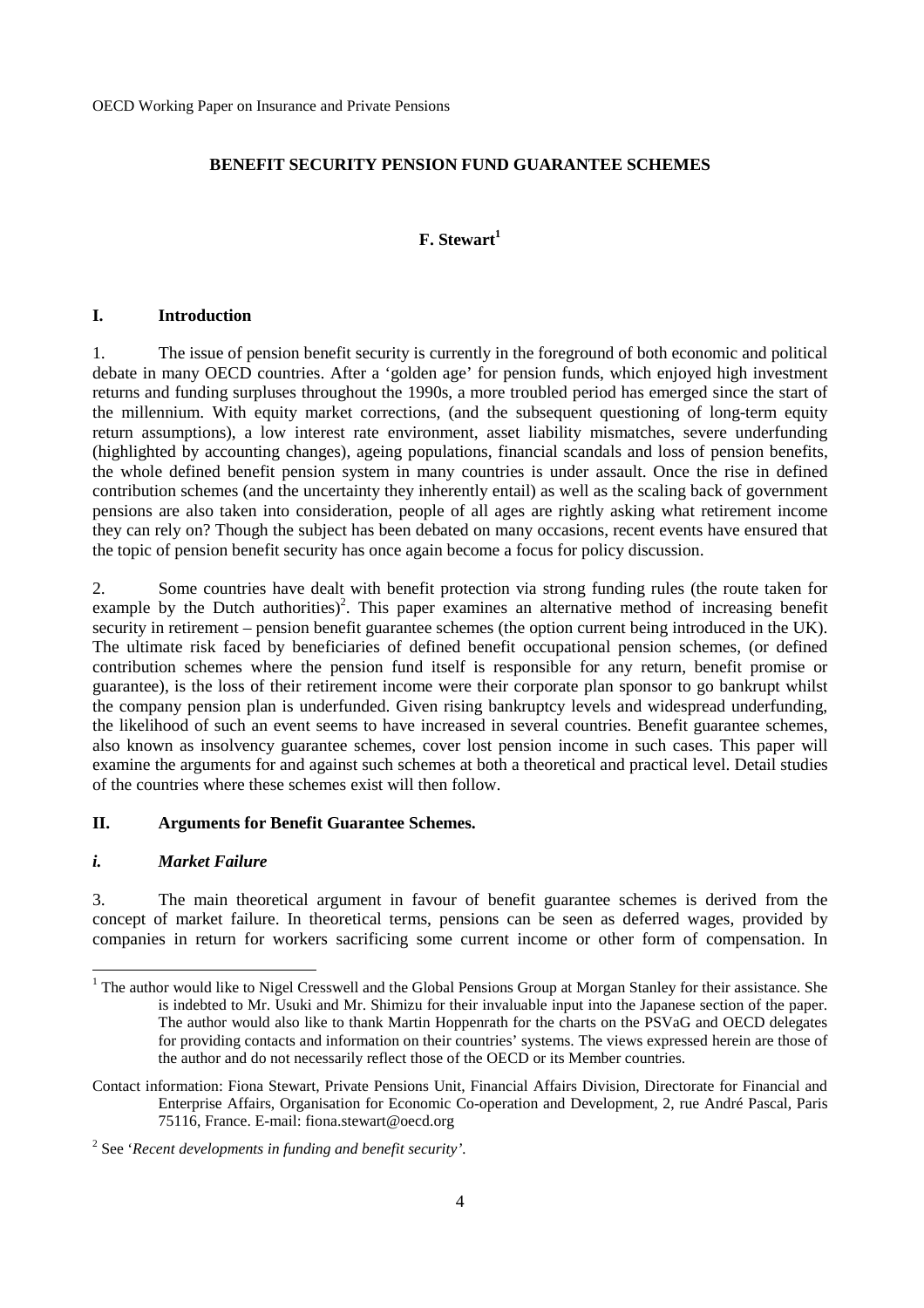OECD Working Paper on Insurance and Private Pensions

## BENEFIT SECURITY PENSION FUND GUARANTEE SCHEMES

**F. Stewart**[1]

## I. Introduction

1. The issue of pension benefit security is currently in the foreground of both economic and political debate in many OECD countries. After a 'golden age' for pension funds, which enjoyed high investment returns and funding surpluses throughout the 1990s, a more troubled period has emerged since the start of the millennium. With equity market corrections, (and the subsequent questioning of long-term equity return assumptions), a low interest rate environment, asset liability mismatches, severe underfunding (highlighted by accounting changes), ageing populations, financial scandals and loss of pension benefits, the whole defined benefit pension system in many countries is under assault. Once the rise in defined contribution schemes (and the uncertainty they inherently entail) as well as the scaling back of government pensions are also taken into consideration, people of all ages are rightly asking what retirement income they can rely on? Though the subject has been debated on many occasions, recent events have ensured that the topic of pension benefit security has once again become a focus for policy discussion.

2. Some countries have dealt with benefit protection via strong funding rules (the route taken for example by the Dutch authorities)[2]. This paper examines an alternative method of increasing benefit security in retirement – pension benefit guarantee schemes (the option current being introduced in the UK). The ultimate risk faced by beneficiaries of defined benefit occupational pension schemes, (or defined contribution schemes where the pension fund itself is responsible for any return, benefit promise or guarantee), is the loss of their retirement income were their corporate plan sponsor to go bankrupt whilst the company pension plan is underfunded. Given rising bankruptcy levels and widespread underfunding, the likelihood of such an event seems to have increased in several countries. Benefit guarantee schemes, also known as insolvency guarantee schemes, cover lost pension income in such cases. This paper will examine the arguments for and against such schemes at both a theoretical and practical level. Detail studies of the countries where these schemes exist will then follow.

## II. Arguments for Benefit Guarantee Schemes.

### *i. Market Failure*

3. The main theoretical argument in favour of benefit guarantee schemes is derived from the concept of market failure. In theoretical terms, pensions can be seen as deferred wages, provided by companies in return for workers sacrificing some current income or other form of compensation. In

[1] The author would like to Nigel Cresswell and the Global Pensions Group at Morgan Stanley for their assistance. She is indebted to Mr. Usuki and Mr. Shimizu for their invaluable input into the Japanese section of the paper. The author would also like to thank Martin Hoppenrath for the charts on the PSVaG and OECD delegates for providing contacts and information on their countries' systems. The views expressed herein are those of the author and do not necessarily reflect those of the OECD or its Member countries.

Contact information: Fiona Stewart, Private Pensions Unit, Financial Affairs Division, Directorate for Financial and Enterprise Affairs, Organisation for Economic Co-operation and Development, 2, rue André Pascal, Paris 75116, France. E-mail: fiona.stewart@oecd.org

[2] See '*Recent developments in funding and benefit security'*.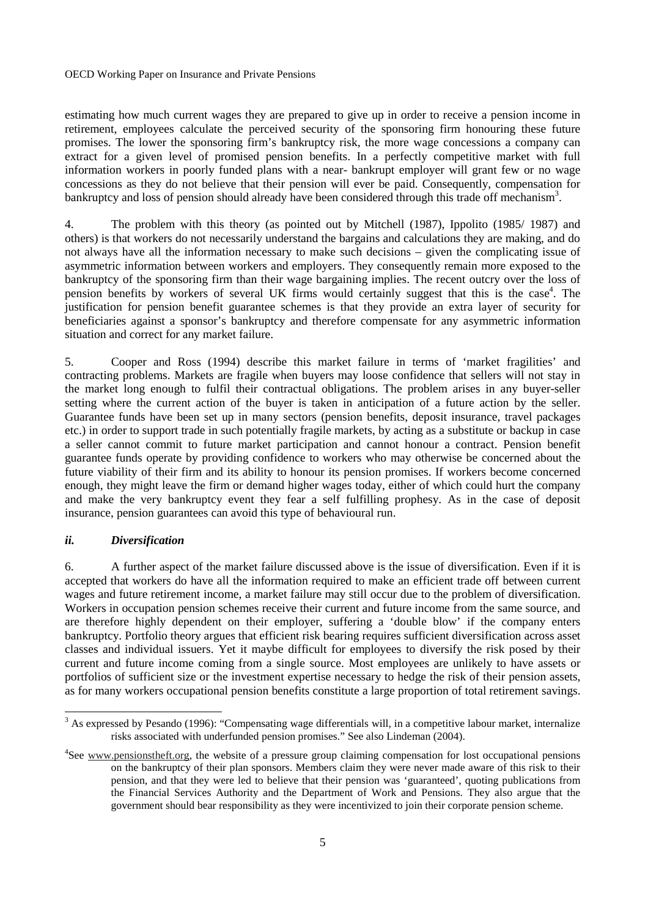estimating how much current wages they are prepared to give up in order to receive a pension income in retirement, employees calculate the perceived security of the sponsoring firm honouring these future promises. The lower the sponsoring firm's bankruptcy risk, the more wage concessions a company can extract for a given level of promised pension benefits. In a perfectly competitive market with full information workers in poorly funded plans with a near- bankrupt employer will grant few or no wage concessions as they do not believe that their pension will ever be paid. Consequently, compensation for bankruptcy and loss of pension should already have been considered through this trade off mechanism[3].

4. The problem with this theory (as pointed out by Mitchell (1987), Ippolito (1985/ 1987) and others) is that workers do not necessarily understand the bargains and calculations they are making, and do not always have all the information necessary to make such decisions – given the complicating issue of asymmetric information between workers and employers. They consequently remain more exposed to the bankruptcy of the sponsoring firm than their wage bargaining implies. The recent outcry over the loss of pension benefits by workers of several UK firms would certainly suggest that this is the case[4]. The justification for pension benefit guarantee schemes is that they provide an extra layer of security for beneficiaries against a sponsor's bankruptcy and therefore compensate for any asymmetric information situation and correct for any market failure.

5. Cooper and Ross (1994) describe this market failure in terms of 'market fragilities' and contracting problems. Markets are fragile when buyers may loose confidence that sellers will not stay in the market long enough to fulfil their contractual obligations. The problem arises in any buyer-seller setting where the current action of the buyer is taken in anticipation of a future action by the seller. Guarantee funds have been set up in many sectors (pension benefits, deposit insurance, travel packages etc.) in order to support trade in such potentially fragile markets, by acting as a substitute or backup in case a seller cannot commit to future market participation and cannot honour a contract. Pension benefit guarantee funds operate by providing confidence to workers who may otherwise be concerned about the future viability of their firm and its ability to honour its pension promises. If workers become concerned enough, they might leave the firm or demand higher wages today, either of which could hurt the company and make the very bankruptcy event they fear a self fulfilling prophesy. As in the case of deposit insurance, pension guarantees can avoid this type of behavioural run.

### *ii. Diversification*

6. A further aspect of the market failure discussed above is the issue of diversification. Even if it is accepted that workers do have all the information required to make an efficient trade off between current wages and future retirement income, a market failure may still occur due to the problem of diversification. Workers in occupation pension schemes receive their current and future income from the same source, and are therefore highly dependent on their employer, suffering a 'double blow' if the company enters bankruptcy. Portfolio theory argues that efficient risk bearing requires sufficient diversification across asset classes and individual issuers. Yet it maybe difficult for employees to diversify the risk posed by their current and future income coming from a single source. Most employees are unlikely to have assets or portfolios of sufficient size or the investment expertise necessary to hedge the risk of their pension assets, as for many workers occupational pension benefits constitute a large proportion of total retirement savings.

---

[3] As expressed by Pesando (1996): "Compensating wage differentials will, in a competitive labour market, internalize risks associated with underfunded pension promises." See also Lindeman (2004).

[4] See www.pensionstheft.org, the website of a pressure group claiming compensation for lost occupational pensions on the bankruptcy of their plan sponsors. Members claim they were never made aware of this risk to their pension, and that they were led to believe that their pension was 'guaranteed', quoting publications from the Financial Services Authority and the Department of Work and Pensions. They also argue that the government should bear responsibility as they were incentivized to join their corporate pension scheme.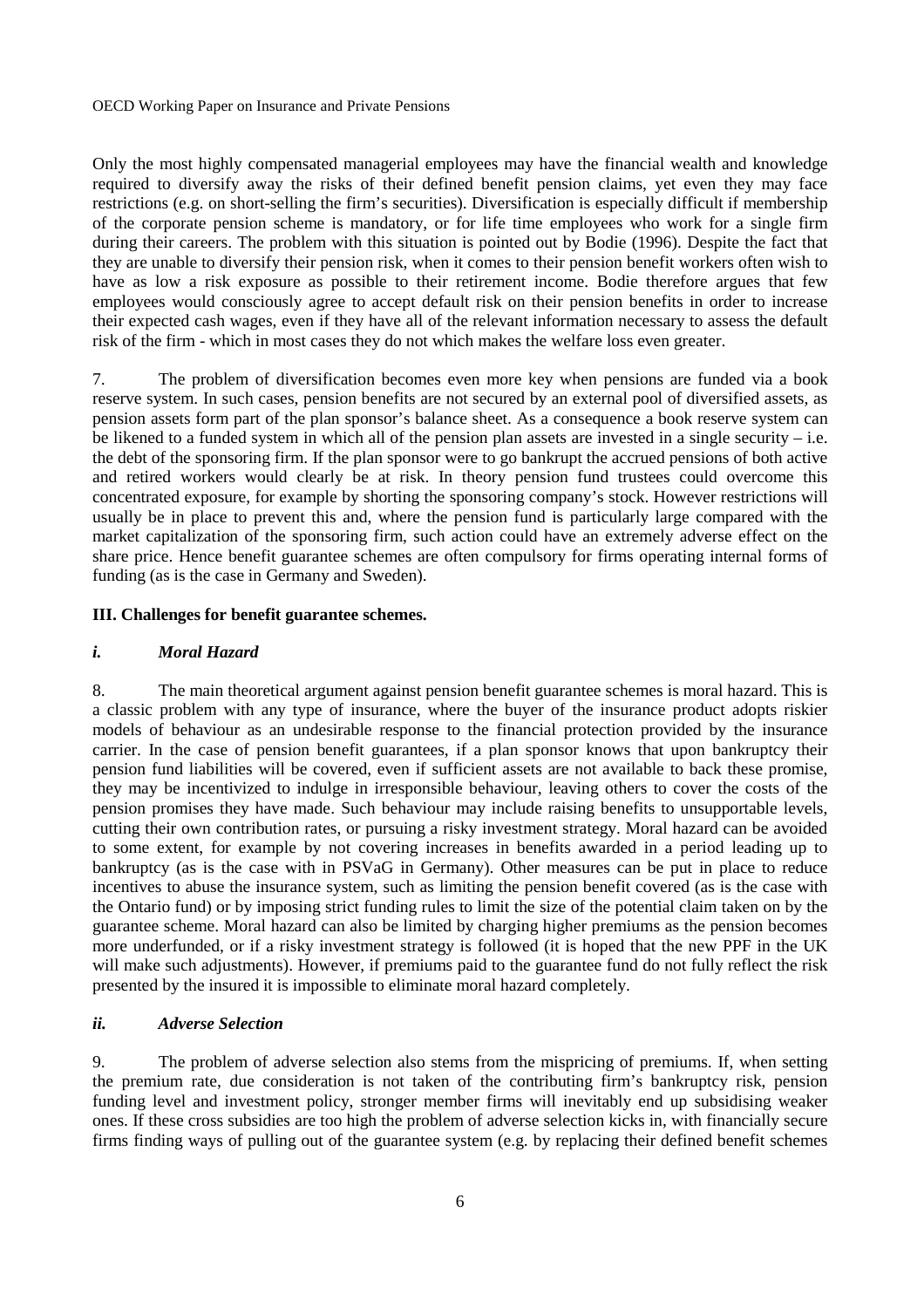Only the most highly compensated managerial employees may have the financial wealth and knowledge required to diversify away the risks of their defined benefit pension claims, yet even they may face restrictions (e.g. on short-selling the firm's securities). Diversification is especially difficult if membership of the corporate pension scheme is mandatory, or for life time employees who work for a single firm during their careers. The problem with this situation is pointed out by Bodie (1996). Despite the fact that they are unable to diversify their pension risk, when it comes to their pension benefit workers often wish to have as low a risk exposure as possible to their retirement income. Bodie therefore argues that few employees would consciously agree to accept default risk on their pension benefits in order to increase their expected cash wages, even if they have all of the relevant information necessary to assess the default risk of the firm - which in most cases they do not which makes the welfare loss even greater.

7. The problem of diversification becomes even more key when pensions are funded via a book reserve system. In such cases, pension benefits are not secured by an external pool of diversified assets, as pension assets form part of the plan sponsor's balance sheet. As a consequence a book reserve system can be likened to a funded system in which all of the pension plan assets are invested in a single security – i.e. the debt of the sponsoring firm. If the plan sponsor were to go bankrupt the accrued pensions of both active and retired workers would clearly be at risk. In theory pension fund trustees could overcome this concentrated exposure, for example by shorting the sponsoring company's stock. However restrictions will usually be in place to prevent this and, where the pension fund is particularly large compared with the market capitalization of the sponsoring firm, such action could have an extremely adverse effect on the share price. Hence benefit guarantee schemes are often compulsory for firms operating internal forms of funding (as is the case in Germany and Sweden).

### III. Challenges for benefit guarantee schemes.

#### *i. Moral Hazard*

8. The main theoretical argument against pension benefit guarantee schemes is moral hazard. This is a classic problem with any type of insurance, where the buyer of the insurance product adopts riskier models of behaviour as an undesirable response to the financial protection provided by the insurance carrier. In the case of pension benefit guarantees, if a plan sponsor knows that upon bankruptcy their pension fund liabilities will be covered, even if sufficient assets are not available to back these promise, they may be incentivized to indulge in irresponsible behaviour, leaving others to cover the costs of the pension promises they have made. Such behaviour may include raising benefits to unsupportable levels, cutting their own contribution rates, or pursuing a risky investment strategy. Moral hazard can be avoided to some extent, for example by not covering increases in benefits awarded in a period leading up to bankruptcy (as is the case with in PSVaG in Germany). Other measures can be put in place to reduce incentives to abuse the insurance system, such as limiting the pension benefit covered (as is the case with the Ontario fund) or by imposing strict funding rules to limit the size of the potential claim taken on by the guarantee scheme. Moral hazard can also be limited by charging higher premiums as the pension becomes more underfunded, or if a risky investment strategy is followed (it is hoped that the new PPF in the UK will make such adjustments). However, if premiums paid to the guarantee fund do not fully reflect the risk presented by the insured it is impossible to eliminate moral hazard completely.

#### *ii. Adverse Selection*

9. The problem of adverse selection also stems from the mispricing of premiums. If, when setting the premium rate, due consideration is not taken of the contributing firm's bankruptcy risk, pension funding level and investment policy, stronger member firms will inevitably end up subsidising weaker ones. If these cross subsidies are too high the problem of adverse selection kicks in, with financially secure firms finding ways of pulling out of the guarantee system (e.g. by replacing their defined benefit schemes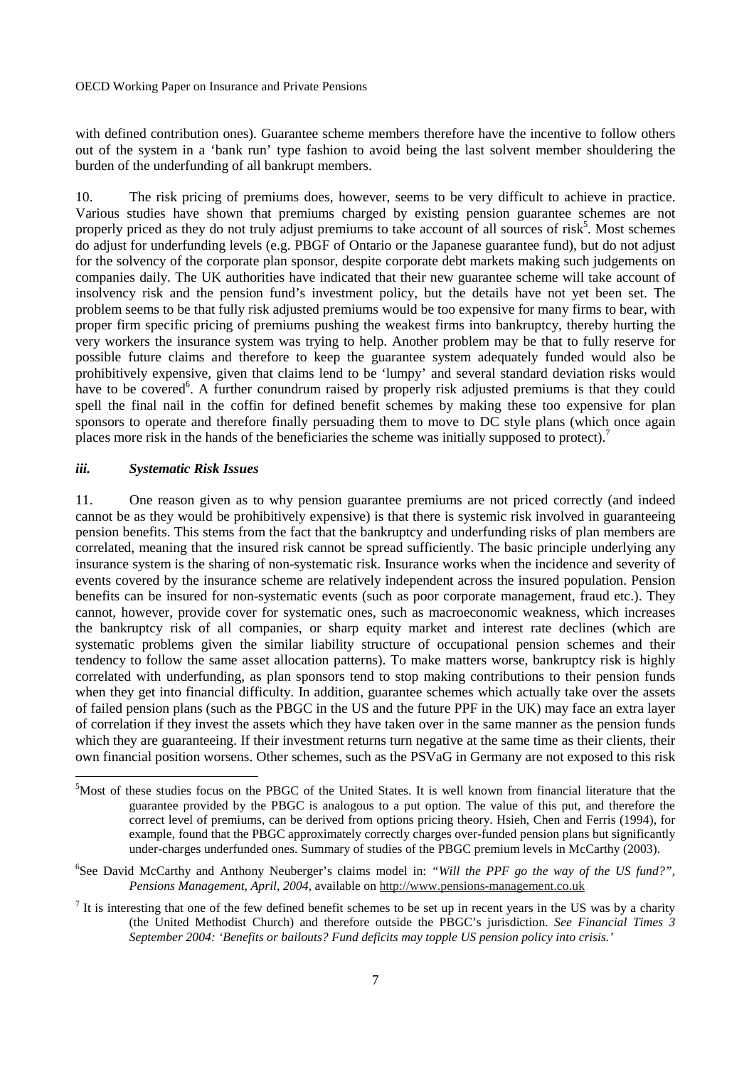with defined contribution ones). Guarantee scheme members therefore have the incentive to follow others out of the system in a 'bank run' type fashion to avoid being the last solvent member shouldering the burden of the underfunding of all bankrupt members.

10. The risk pricing of premiums does, however, seems to be very difficult to achieve in practice. Various studies have shown that premiums charged by existing pension guarantee schemes are not properly priced as they do not truly adjust premiums to take account of all sources of risk[5]. Most schemes do adjust for underfunding levels (e.g. PBGF of Ontario or the Japanese guarantee fund), but do not adjust for the solvency of the corporate plan sponsor, despite corporate debt markets making such judgements on companies daily. The UK authorities have indicated that their new guarantee scheme will take account of insolvency risk and the pension fund's investment policy, but the details have not yet been set. The problem seems to be that fully risk adjusted premiums would be too expensive for many firms to bear, with proper firm specific pricing of premiums pushing the weakest firms into bankruptcy, thereby hurting the very workers the insurance system was trying to help. Another problem may be that to fully reserve for possible future claims and therefore to keep the guarantee system adequately funded would also be prohibitively expensive, given that claims lend to be 'lumpy' and several standard deviation risks would have to be covered[6]. A further conundrum raised by properly risk adjusted premiums is that they could spell the final nail in the coffin for defined benefit schemes by making these too expensive for plan sponsors to operate and therefore finally persuading them to move to DC style plans (which once again places more risk in the hands of the beneficiaries the scheme was initially supposed to protect).[7]

### *iii. Systematic Risk Issues*

11. One reason given as to why pension guarantee premiums are not priced correctly (and indeed cannot be as they would be prohibitively expensive) is that there is systemic risk involved in guaranteeing pension benefits. This stems from the fact that the bankruptcy and underfunding risks of plan members are correlated, meaning that the insured risk cannot be spread sufficiently. The basic principle underlying any insurance system is the sharing of non-systematic risk. Insurance works when the incidence and severity of events covered by the insurance scheme are relatively independent across the insured population. Pension benefits can be insured for non-systematic events (such as poor corporate management, fraud etc.). They cannot, however, provide cover for systematic ones, such as macroeconomic weakness, which increases the bankruptcy risk of all companies, or sharp equity market and interest rate declines (which are systematic problems given the similar liability structure of occupational pension schemes and their tendency to follow the same asset allocation patterns). To make matters worse, bankruptcy risk is highly correlated with underfunding, as plan sponsors tend to stop making contributions to their pension funds when they get into financial difficulty. In addition, guarantee schemes which actually take over the assets of failed pension plans (such as the PBGC in the US and the future PPF in the UK) may face an extra layer of correlation if they invest the assets which they have taken over in the same manner as the pension funds which they are guaranteeing. If their investment returns turn negative at the same time as their clients, their own financial position worsens. Other schemes, such as the PSVaG in Germany are not exposed to this risk

---

[5]Most of these studies focus on the PBGC of the United States. It is well known from financial literature that the guarantee provided by the PBGC is analogous to a put option. The value of this put, and therefore the correct level of premiums, can be derived from options pricing theory. Hsieh, Chen and Ferris (1994), for example, found that the PBGC approximately correctly charges over-funded pension plans but significantly under-charges underfunded ones. Summary of studies of the PBGC premium levels in McCarthy (2003).

[6]See David McCarthy and Anthony Neuberger's claims model in: *"Will the PPF go the way of the US fund?", Pensions Management, April, 2004*, available on http://www.pensions-management.co.uk

[7] It is interesting that one of the few defined benefit schemes to be set up in recent years in the US was by a charity (the United Methodist Church) and therefore outside the PBGC's jurisdiction. *See Financial Times 3 September 2004: 'Benefits or bailouts? Fund deficits may topple US pension policy into crisis.'*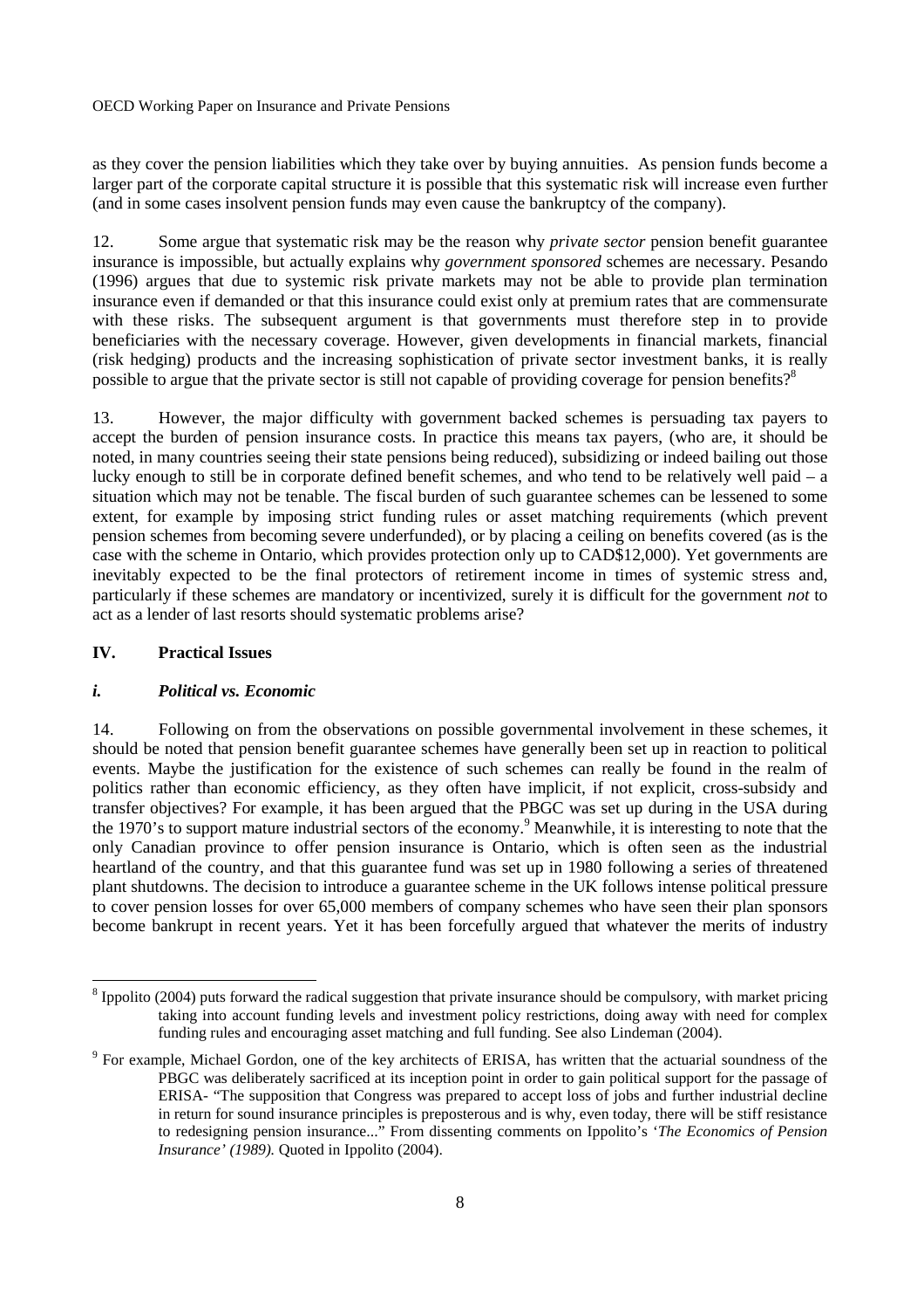as they cover the pension liabilities which they take over by buying annuities. As pension funds become a larger part of the corporate capital structure it is possible that this systematic risk will increase even further (and in some cases insolvent pension funds may even cause the bankruptcy of the company).

12. Some argue that systematic risk may be the reason why *private sector* pension benefit guarantee insurance is impossible, but actually explains why *government sponsored* schemes are necessary. Pesando (1996) argues that due to systemic risk private markets may not be able to provide plan termination insurance even if demanded or that this insurance could exist only at premium rates that are commensurate with these risks. The subsequent argument is that governments must therefore step in to provide beneficiaries with the necessary coverage. However, given developments in financial markets, financial (risk hedging) products and the increasing sophistication of private sector investment banks, it is really possible to argue that the private sector is still not capable of providing coverage for pension benefits?[8]

13. However, the major difficulty with government backed schemes is persuading tax payers to accept the burden of pension insurance costs. In practice this means tax payers, (who are, it should be noted, in many countries seeing their state pensions being reduced), subsidizing or indeed bailing out those lucky enough to still be in corporate defined benefit schemes, and who tend to be relatively well paid – a situation which may not be tenable. The fiscal burden of such guarantee schemes can be lessened to some extent, for example by imposing strict funding rules or asset matching requirements (which prevent pension schemes from becoming severe underfunded), or by placing a ceiling on benefits covered (as is the case with the scheme in Ontario, which provides protection only up to CAD$12,000). Yet governments are inevitably expected to be the final protectors of retirement income in times of systemic stress and, particularly if these schemes are mandatory or incentivized, surely it is difficult for the government *not* to act as a lender of last resorts should systematic problems arise?

## IV. Practical Issues

### *i. Political vs. Economic*

14. Following on from the observations on possible governmental involvement in these schemes, it should be noted that pension benefit guarantee schemes have generally been set up in reaction to political events. Maybe the justification for the existence of such schemes can really be found in the realm of politics rather than economic efficiency, as they often have implicit, if not explicit, cross-subsidy and transfer objectives? For example, it has been argued that the PBGC was set up during in the USA during the 1970's to support mature industrial sectors of the economy.[9] Meanwhile, it is interesting to note that the only Canadian province to offer pension insurance is Ontario, which is often seen as the industrial heartland of the country, and that this guarantee fund was set up in 1980 following a series of threatened plant shutdowns. The decision to introduce a guarantee scheme in the UK follows intense political pressure to cover pension losses for over 65,000 members of company schemes who have seen their plan sponsors become bankrupt in recent years. Yet it has been forcefully argued that whatever the merits of industry

---

[8] Ippolito (2004) puts forward the radical suggestion that private insurance should be compulsory, with market pricing taking into account funding levels and investment policy restrictions, doing away with need for complex funding rules and encouraging asset matching and full funding. See also Lindeman (2004).

[9] For example, Michael Gordon, one of the key architects of ERISA, has written that the actuarial soundness of the PBGC was deliberately sacrificed at its inception point in order to gain political support for the passage of ERISA- "The supposition that Congress was prepared to accept loss of jobs and further industrial decline in return for sound insurance principles is preposterous and is why, even today, there will be stiff resistance to redesigning pension insurance..." From dissenting comments on Ippolito's '*The Economics of Pension Insurance' (1989).* Quoted in Ippolito (2004).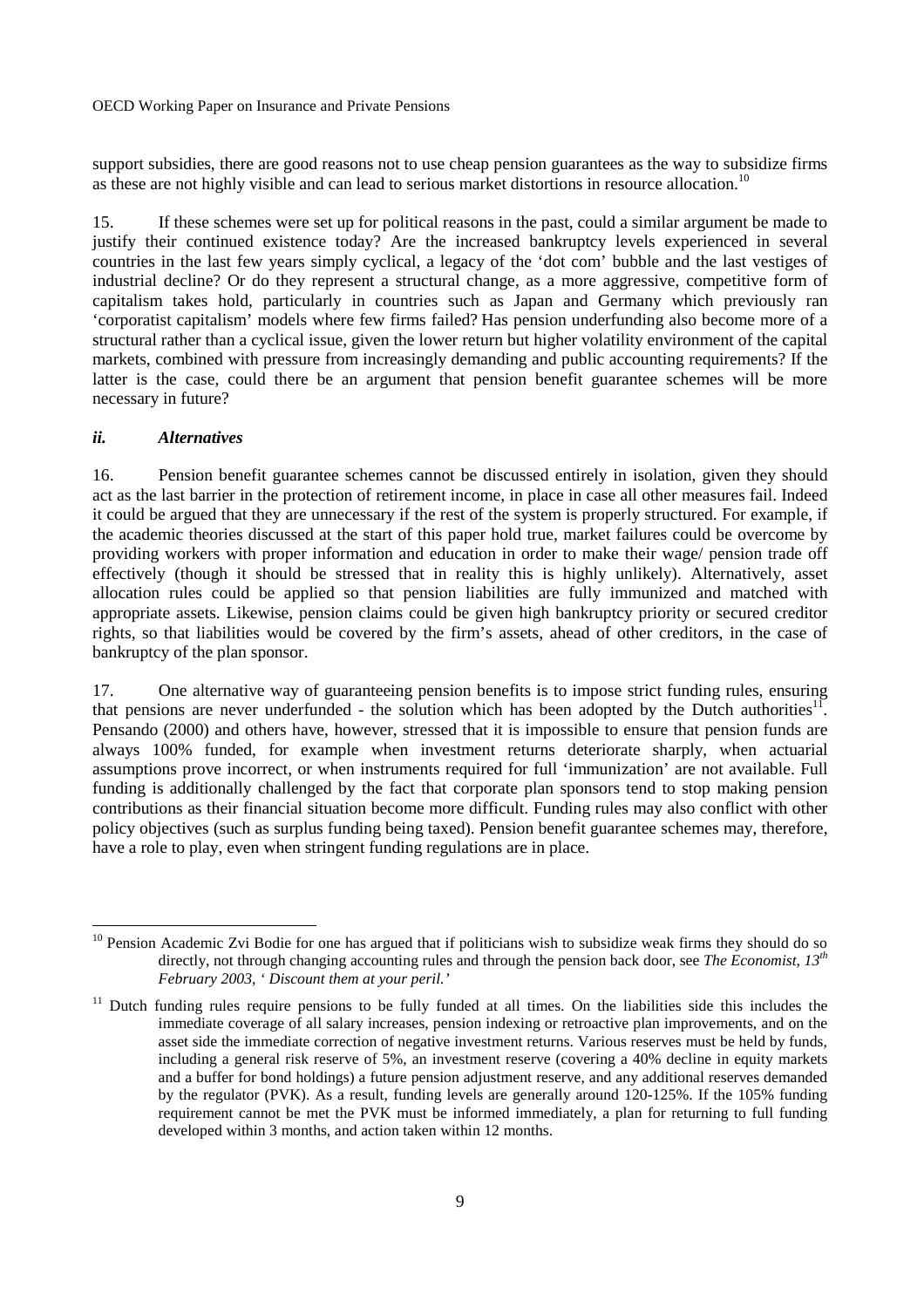support subsidies, there are good reasons not to use cheap pension guarantees as the way to subsidize firms as these are not highly visible and can lead to serious market distortions in resource allocation.[10]

15. If these schemes were set up for political reasons in the past, could a similar argument be made to justify their continued existence today? Are the increased bankruptcy levels experienced in several countries in the last few years simply cyclical, a legacy of the 'dot com' bubble and the last vestiges of industrial decline? Or do they represent a structural change, as a more aggressive, competitive form of capitalism takes hold, particularly in countries such as Japan and Germany which previously ran 'corporatist capitalism' models where few firms failed? Has pension underfunding also become more of a structural rather than a cyclical issue, given the lower return but higher volatility environment of the capital markets, combined with pressure from increasingly demanding and public accounting requirements? If the latter is the case, could there be an argument that pension benefit guarantee schemes will be more necessary in future?

### *ii. Alternatives*

16. Pension benefit guarantee schemes cannot be discussed entirely in isolation, given they should act as the last barrier in the protection of retirement income, in place in case all other measures fail. Indeed it could be argued that they are unnecessary if the rest of the system is properly structured. For example, if the academic theories discussed at the start of this paper hold true, market failures could be overcome by providing workers with proper information and education in order to make their wage/ pension trade off effectively (though it should be stressed that in reality this is highly unlikely). Alternatively, asset allocation rules could be applied so that pension liabilities are fully immunized and matched with appropriate assets. Likewise, pension claims could be given high bankruptcy priority or secured creditor rights, so that liabilities would be covered by the firm's assets, ahead of other creditors, in the case of bankruptcy of the plan sponsor.

17. One alternative way of guaranteeing pension benefits is to impose strict funding rules, ensuring that pensions are never underfunded - the solution which has been adopted by the Dutch authorities[11]. Pensando (2000) and others have, however, stressed that it is impossible to ensure that pension funds are always 100% funded, for example when investment returns deteriorate sharply, when actuarial assumptions prove incorrect, or when instruments required for full 'immunization' are not available. Full funding is additionally challenged by the fact that corporate plan sponsors tend to stop making pension contributions as their financial situation become more difficult. Funding rules may also conflict with other policy objectives (such as surplus funding being taxed). Pension benefit guarantee schemes may, therefore, have a role to play, even when stringent funding regulations are in place.

---

[10] Pension Academic Zvi Bodie for one has argued that if politicians wish to subsidize weak firms they should do so directly, not through changing accounting rules and through the pension back door, see *The Economist, 13th February 2003, ' Discount them at your peril.'*

[11] Dutch funding rules require pensions to be fully funded at all times. On the liabilities side this includes the immediate coverage of all salary increases, pension indexing or retroactive plan improvements, and on the asset side the immediate correction of negative investment returns. Various reserves must be held by funds, including a general risk reserve of 5%, an investment reserve (covering a 40% decline in equity markets and a buffer for bond holdings) a future pension adjustment reserve, and any additional reserves demanded by the regulator (PVK). As a result, funding levels are generally around 120-125%. If the 105% funding requirement cannot be met the PVK must be informed immediately, a plan for returning to full funding developed within 3 months, and action taken within 12 months.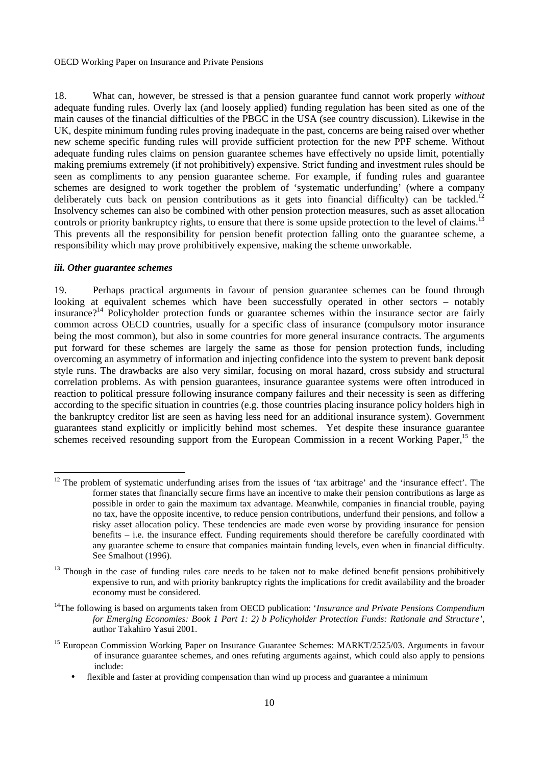18. What can, however, be stressed is that a pension guarantee fund cannot work properly *without* adequate funding rules. Overly lax (and loosely applied) funding regulation has been sited as one of the main causes of the financial difficulties of the PBGC in the USA (see country discussion). Likewise in the UK, despite minimum funding rules proving inadequate in the past, concerns are being raised over whether new scheme specific funding rules will provide sufficient protection for the new PPF scheme. Without adequate funding rules claims on pension guarantee schemes have effectively no upside limit, potentially making premiums extremely (if not prohibitively) expensive. Strict funding and investment rules should be seen as compliments to any pension guarantee scheme. For example, if funding rules and guarantee schemes are designed to work together the problem of 'systematic underfunding' (where a company deliberately cuts back on pension contributions as it gets into financial difficulty) can be tackled.[12] Insolvency schemes can also be combined with other pension protection measures, such as asset allocation controls or priority bankruptcy rights, to ensure that there is some upside protection to the level of claims.[13] This prevents all the responsibility for pension benefit protection falling onto the guarantee scheme, a responsibility which may prove prohibitively expensive, making the scheme unworkable.

### *iii. Other guarantee schemes*

19. Perhaps practical arguments in favour of pension guarantee schemes can be found through looking at equivalent schemes which have been successfully operated in other sectors – notably insurance?[14] Policyholder protection funds or guarantee schemes within the insurance sector are fairly common across OECD countries, usually for a specific class of insurance (compulsory motor insurance being the most common), but also in some countries for more general insurance contracts. The arguments put forward for these schemes are largely the same as those for pension protection funds, including overcoming an asymmetry of information and injecting confidence into the system to prevent bank deposit style runs. The drawbacks are also very similar, focusing on moral hazard, cross subsidy and structural correlation problems. As with pension guarantees, insurance guarantee systems were often introduced in reaction to political pressure following insurance company failures and their necessity is seen as differing according to the specific situation in countries (e.g. those countries placing insurance policy holders high in the bankruptcy creditor list are seen as having less need for an additional insurance system). Government guarantees stand explicitly or implicitly behind most schemes. Yet despite these insurance guarantee schemes received resounding support from the European Commission in a recent Working Paper,[15] the

---

[12] The problem of systematic underfunding arises from the issues of 'tax arbitrage' and the 'insurance effect'. The former states that financially secure firms have an incentive to make their pension contributions as large as possible in order to gain the maximum tax advantage. Meanwhile, companies in financial trouble, paying no tax, have the opposite incentive, to reduce pension contributions, underfund their pensions, and follow a risky asset allocation policy. These tendencies are made even worse by providing insurance for pension benefits – i.e. the insurance effect. Funding requirements should therefore be carefully coordinated with any guarantee scheme to ensure that companies maintain funding levels, even when in financial difficulty. See Smalhout (1996).

[13] Though in the case of funding rules care needs to be taken not to make defined benefit pensions prohibitively expensive to run, and with priority bankruptcy rights the implications for credit availability and the broader economy must be considered.

[14] The following is based on arguments taken from OECD publication: '*Insurance and Private Pensions Compendium for Emerging Economies: Book 1 Part 1: 2) b Policyholder Protection Funds: Rationale and Structure'*, author Takahiro Yasui 2001.

[15] European Commission Working Paper on Insurance Guarantee Schemes: MARKT/2525/03. Arguments in favour of insurance guarantee schemes, and ones refuting arguments against, which could also apply to pensions include:

- flexible and faster at providing compensation than wind up process and guarantee a minimum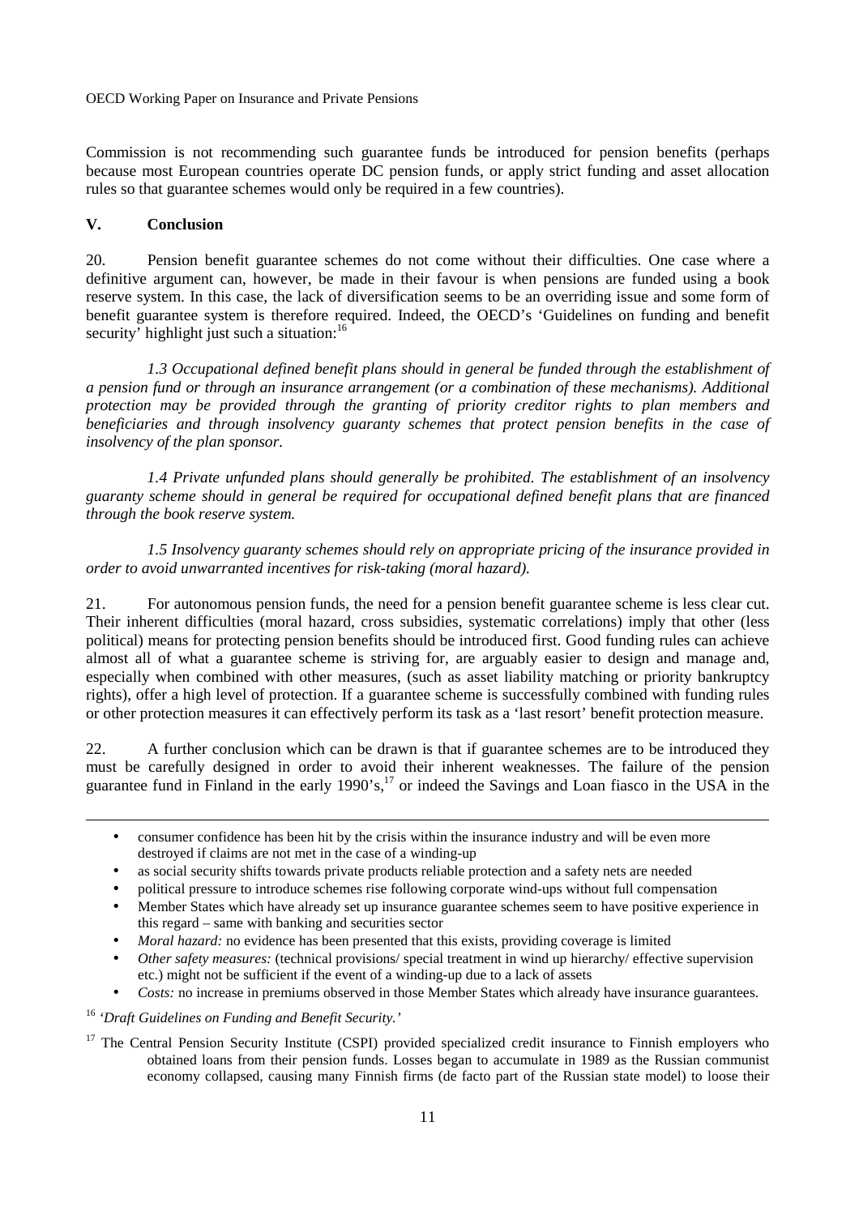Commission is not recommending such guarantee funds be introduced for pension benefits (perhaps because most European countries operate DC pension funds, or apply strict funding and asset allocation rules so that guarantee schemes would only be required in a few countries).

## V. Conclusion

20. Pension benefit guarantee schemes do not come without their difficulties. One case where a definitive argument can, however, be made in their favour is when pensions are funded using a book reserve system. In this case, the lack of diversification seems to be an overriding issue and some form of benefit guarantee system is therefore required. Indeed, the OECD's 'Guidelines on funding and benefit security' highlight just such a situation:[16]

*1.3 Occupational defined benefit plans should in general be funded through the establishment of a pension fund or through an insurance arrangement (or a combination of these mechanisms). Additional protection may be provided through the granting of priority creditor rights to plan members and beneficiaries and through insolvency guaranty schemes that protect pension benefits in the case of insolvency of the plan sponsor.*

*1.4 Private unfunded plans should generally be prohibited. The establishment of an insolvency guaranty scheme should in general be required for occupational defined benefit plans that are financed through the book reserve system.*

*1.5 Insolvency guaranty schemes should rely on appropriate pricing of the insurance provided in order to avoid unwarranted incentives for risk-taking (moral hazard).*

21. For autonomous pension funds, the need for a pension benefit guarantee scheme is less clear cut. Their inherent difficulties (moral hazard, cross subsidies, systematic correlations) imply that other (less political) means for protecting pension benefits should be introduced first. Good funding rules can achieve almost all of what a guarantee scheme is striving for, are arguably easier to design and manage and, especially when combined with other measures, (such as asset liability matching or priority bankruptcy rights), offer a high level of protection. If a guarantee scheme is successfully combined with funding rules or other protection measures it can effectively perform its task as a 'last resort' benefit protection measure.

22. A further conclusion which can be drawn is that if guarantee schemes are to be introduced they must be carefully designed in order to avoid their inherent weaknesses. The failure of the pension guarantee fund in Finland in the early 1990's,[17] or indeed the Savings and Loan fiasco in the USA in the

---

- consumer confidence has been hit by the crisis within the insurance industry and will be even more destroyed if claims are not met in the case of a winding-up
- as social security shifts towards private products reliable protection and a safety nets are needed
- political pressure to introduce schemes rise following corporate wind-ups without full compensation
- Member States which have already set up insurance guarantee schemes seem to have positive experience in this regard – same with banking and securities sector
- *Moral hazard:* no evidence has been presented that this exists, providing coverage is limited
- *Other safety measures:* (technical provisions/ special treatment in wind up hierarchy/ effective supervision etc.) might not be sufficient if the event of a winding-up due to a lack of assets
- *Costs:* no increase in premiums observed in those Member States which already have insurance guarantees.

[16] *'Draft Guidelines on Funding and Benefit Security.'*

[17] The Central Pension Security Institute (CSPI) provided specialized credit insurance to Finnish employers who obtained loans from their pension funds. Losses began to accumulate in 1989 as the Russian communist economy collapsed, causing many Finnish firms (de facto part of the Russian state model) to loose their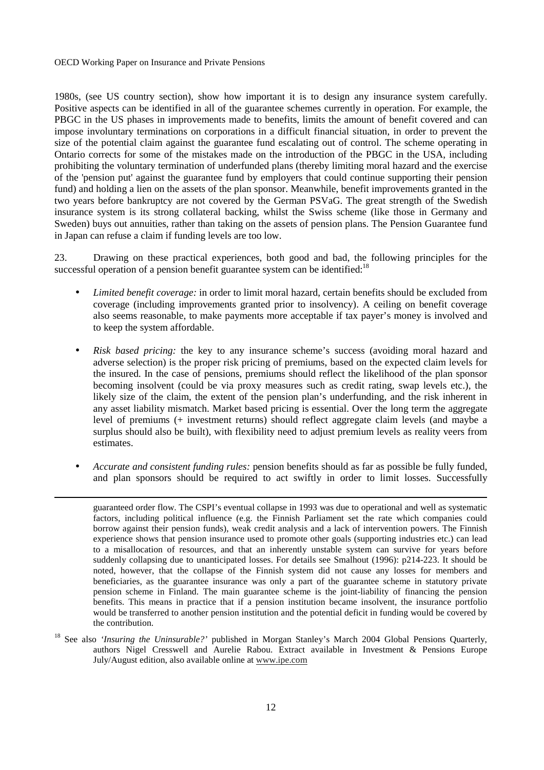1980s, (see US country section), show how important it is to design any insurance system carefully. Positive aspects can be identified in all of the guarantee schemes currently in operation. For example, the PBGC in the US phases in improvements made to benefits, limits the amount of benefit covered and can impose involuntary terminations on corporations in a difficult financial situation, in order to prevent the size of the potential claim against the guarantee fund escalating out of control. The scheme operating in Ontario corrects for some of the mistakes made on the introduction of the PBGC in the USA, including prohibiting the voluntary termination of underfunded plans (thereby limiting moral hazard and the exercise of the 'pension put' against the guarantee fund by employers that could continue supporting their pension fund) and holding a lien on the assets of the plan sponsor. Meanwhile, benefit improvements granted in the two years before bankruptcy are not covered by the German PSVaG. The great strength of the Swedish insurance system is its strong collateral backing, whilst the Swiss scheme (like those in Germany and Sweden) buys out annuities, rather than taking on the assets of pension plans. The Pension Guarantee fund in Japan can refuse a claim if funding levels are too low.

23. Drawing on these practical experiences, both good and bad, the following principles for the successful operation of a pension benefit guarantee system can be identified:[18]

- *Limited benefit coverage:* in order to limit moral hazard, certain benefits should be excluded from coverage (including improvements granted prior to insolvency). A ceiling on benefit coverage also seems reasonable, to make payments more acceptable if tax payer's money is involved and to keep the system affordable.

- *Risk based pricing:* the key to any insurance scheme's success (avoiding moral hazard and adverse selection) is the proper risk pricing of premiums, based on the expected claim levels for the insured. In the case of pensions, premiums should reflect the likelihood of the plan sponsor becoming insolvent (could be via proxy measures such as credit rating, swap levels etc.), the likely size of the claim, the extent of the pension plan's underfunding, and the risk inherent in any asset liability mismatch. Market based pricing is essential. Over the long term the aggregate level of premiums (+ investment returns) should reflect aggregate claim levels (and maybe a surplus should also be built), with flexibility need to adjust premium levels as reality veers from estimates.

- *Accurate and consistent funding rules:* pension benefits should as far as possible be fully funded, and plan sponsors should be required to act swiftly in order to limit losses. Successfully

---

guaranteed order flow. The CSPI's eventual collapse in 1993 was due to operational and well as systematic factors, including political influence (e.g. the Finnish Parliament set the rate which companies could borrow against their pension funds), weak credit analysis and a lack of intervention powers. The Finnish experience shows that pension insurance used to promote other goals (supporting industries etc.) can lead to a misallocation of resources, and that an inherently unstable system can survive for years before suddenly collapsing due to unanticipated losses. For details see Smalhout (1996): p214-223. It should be noted, however, that the collapse of the Finnish system did not cause any losses for members and beneficiaries, as the guarantee insurance was only a part of the guarantee scheme in statutory private pension scheme in Finland. The main guarantee scheme is the joint-liability of financing the pension benefits. This means in practice that if a pension institution became insolvent, the insurance portfolio would be transferred to another pension institution and the potential deficit in funding would be covered by the contribution.

[18] See also *'Insuring the Uninsurable?'* published in Morgan Stanley's March 2004 Global Pensions Quarterly, authors Nigel Cresswell and Aurelie Rabou. Extract available in Investment & Pensions Europe July/August edition, also available online at www.ipe.com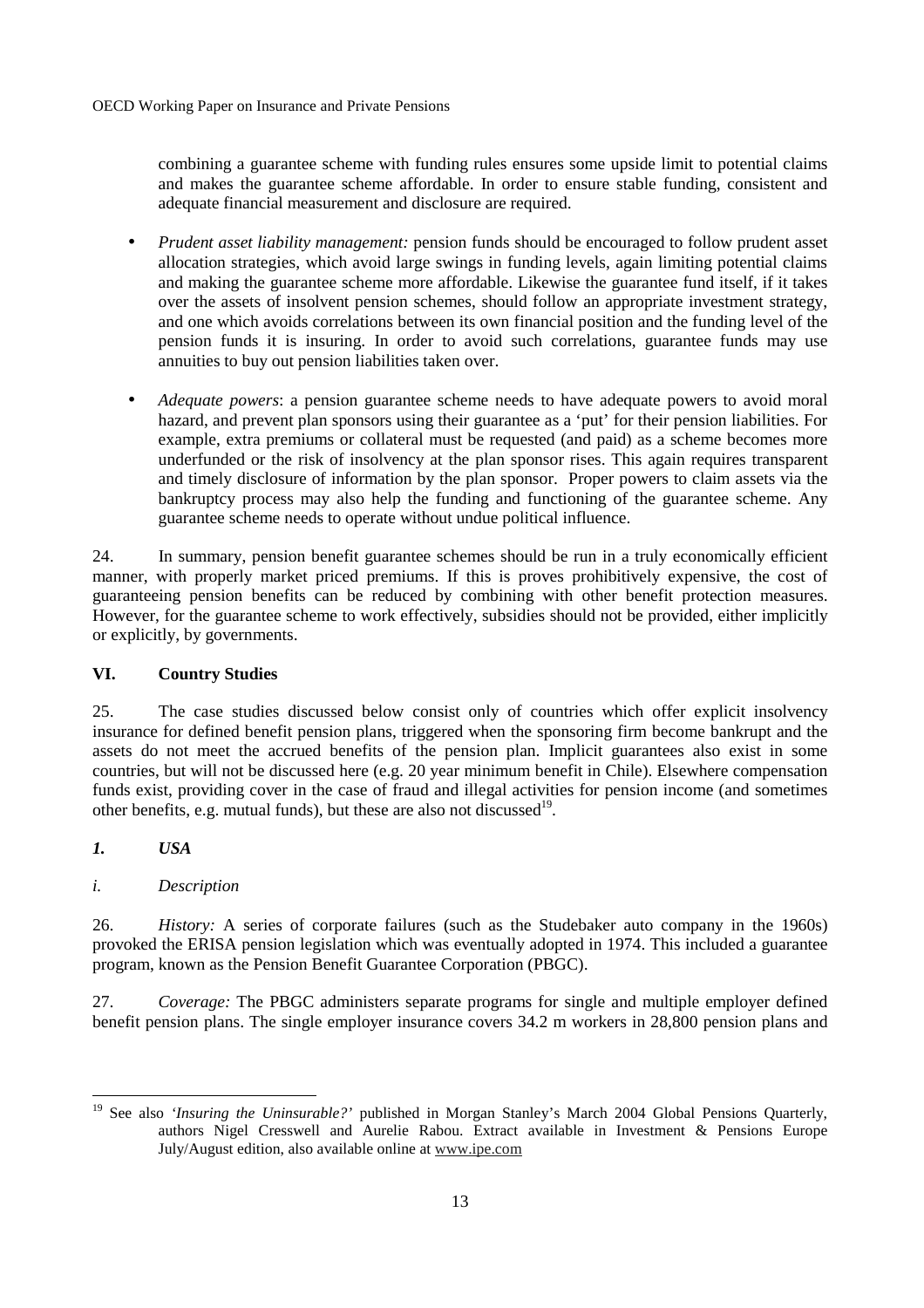combining a guarantee scheme with funding rules ensures some upside limit to potential claims and makes the guarantee scheme affordable. In order to ensure stable funding, consistent and adequate financial measurement and disclosure are required.

- *Prudent asset liability management:* pension funds should be encouraged to follow prudent asset allocation strategies, which avoid large swings in funding levels, again limiting potential claims and making the guarantee scheme more affordable. Likewise the guarantee fund itself, if it takes over the assets of insolvent pension schemes, should follow an appropriate investment strategy, and one which avoids correlations between its own financial position and the funding level of the pension funds it is insuring. In order to avoid such correlations, guarantee funds may use annuities to buy out pension liabilities taken over.

- *Adequate powers*: a pension guarantee scheme needs to have adequate powers to avoid moral hazard, and prevent plan sponsors using their guarantee as a 'put' for their pension liabilities. For example, extra premiums or collateral must be requested (and paid) as a scheme becomes more underfunded or the risk of insolvency at the plan sponsor rises. This again requires transparent and timely disclosure of information by the plan sponsor. Proper powers to claim assets via the bankruptcy process may also help the funding and functioning of the guarantee scheme. Any guarantee scheme needs to operate without undue political influence.

24. In summary, pension benefit guarantee schemes should be run in a truly economically efficient manner, with properly market priced premiums. If this is proves prohibitively expensive, the cost of guaranteeing pension benefits can be reduced by combining with other benefit protection measures. However, for the guarantee scheme to work effectively, subsidies should not be provided, either implicitly or explicitly, by governments.

## VI. Country Studies

25. The case studies discussed below consist only of countries which offer explicit insolvency insurance for defined benefit pension plans, triggered when the sponsoring firm become bankrupt and the assets do not meet the accrued benefits of the pension plan. Implicit guarantees also exist in some countries, but will not be discussed here (e.g. 20 year minimum benefit in Chile). Elsewhere compensation funds exist, providing cover in the case of fraud and illegal activities for pension income (and sometimes other benefits, e.g. mutual funds), but these are also not discussed[19].

### *1. USA*

#### *i. Description*

26. *History:* A series of corporate failures (such as the Studebaker auto company in the 1960s) provoked the ERISA pension legislation which was eventually adopted in 1974. This included a guarantee program, known as the Pension Benefit Guarantee Corporation (PBGC).

27. *Coverage:* The PBGC administers separate programs for single and multiple employer defined benefit pension plans. The single employer insurance covers 34.2 m workers in 28,800 pension plans and

---

[19] See also *'Insuring the Uninsurable?'* published in Morgan Stanley's March 2004 Global Pensions Quarterly, authors Nigel Cresswell and Aurelie Rabou. Extract available in Investment & Pensions Europe July/August edition, also available online at www.ipe.com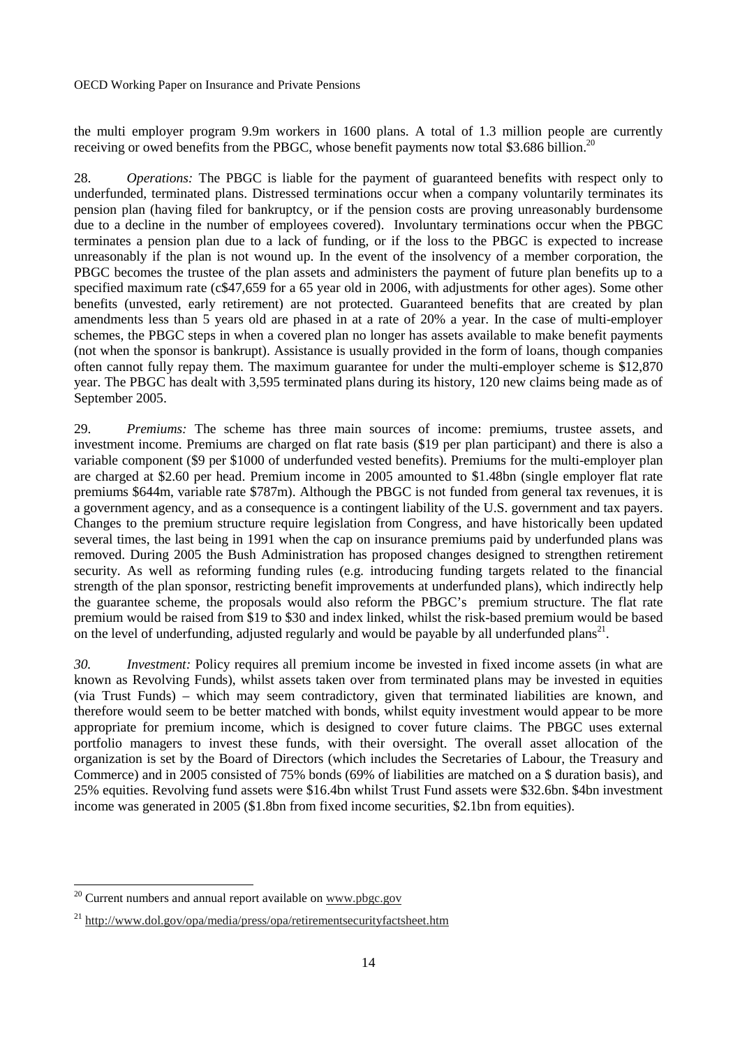the multi employer program 9.9m workers in 1600 plans. A total of 1.3 million people are currently receiving or owed benefits from the PBGC, whose benefit payments now total \$3.686 billion.[20]

28. *Operations:* The PBGC is liable for the payment of guaranteed benefits with respect only to underfunded, terminated plans. Distressed terminations occur when a company voluntarily terminates its pension plan (having filed for bankruptcy, or if the pension costs are proving unreasonably burdensome due to a decline in the number of employees covered). Involuntary terminations occur when the PBGC terminates a pension plan due to a lack of funding, or if the loss to the PBGC is expected to increase unreasonably if the plan is not wound up. In the event of the insolvency of a member corporation, the PBGC becomes the trustee of the plan assets and administers the payment of future plan benefits up to a specified maximum rate (c\$47,659 for a 65 year old in 2006, with adjustments for other ages). Some other benefits (unvested, early retirement) are not protected. Guaranteed benefits that are created by plan amendments less than 5 years old are phased in at a rate of 20% a year. In the case of multi-employer schemes, the PBGC steps in when a covered plan no longer has assets available to make benefit payments (not when the sponsor is bankrupt). Assistance is usually provided in the form of loans, though companies often cannot fully repay them. The maximum guarantee for under the multi-employer scheme is \$12,870 year. The PBGC has dealt with 3,595 terminated plans during its history, 120 new claims being made as of September 2005.

29. *Premiums:* The scheme has three main sources of income: premiums, trustee assets, and investment income. Premiums are charged on flat rate basis (\$19 per plan participant) and there is also a variable component (\$9 per \$1000 of underfunded vested benefits). Premiums for the multi-employer plan are charged at \$2.60 per head. Premium income in 2005 amounted to \$1.48bn (single employer flat rate premiums \$644m, variable rate \$787m). Although the PBGC is not funded from general tax revenues, it is a government agency, and as a consequence is a contingent liability of the U.S. government and tax payers. Changes to the premium structure require legislation from Congress, and have historically been updated several times, the last being in 1991 when the cap on insurance premiums paid by underfunded plans was removed. During 2005 the Bush Administration has proposed changes designed to strengthen retirement security. As well as reforming funding rules (e.g. introducing funding targets related to the financial strength of the plan sponsor, restricting benefit improvements at underfunded plans), which indirectly help the guarantee scheme, the proposals would also reform the PBGC's premium structure. The flat rate premium would be raised from \$19 to \$30 and index linked, whilst the risk-based premium would be based on the level of underfunding, adjusted regularly and would be payable by all underfunded plans[21].

*30. Investment:* Policy requires all premium income be invested in fixed income assets (in what are known as Revolving Funds), whilst assets taken over from terminated plans may be invested in equities (via Trust Funds) – which may seem contradictory, given that terminated liabilities are known, and therefore would seem to be better matched with bonds, whilst equity investment would appear to be more appropriate for premium income, which is designed to cover future claims. The PBGC uses external portfolio managers to invest these funds, with their oversight. The overall asset allocation of the organization is set by the Board of Directors (which includes the Secretaries of Labour, the Treasury and Commerce) and in 2005 consisted of 75% bonds (69% of liabilities are matched on a \$ duration basis), and 25% equities. Revolving fund assets were \$16.4bn whilst Trust Fund assets were \$32.6bn. \$4bn investment income was generated in 2005 (\$1.8bn from fixed income securities, \$2.1bn from equities).

---

[20] Current numbers and annual report available on www.pbgc.gov

[21] http://www.dol.gov/opa/media/press/opa/retirementsecurityfactsheet.htm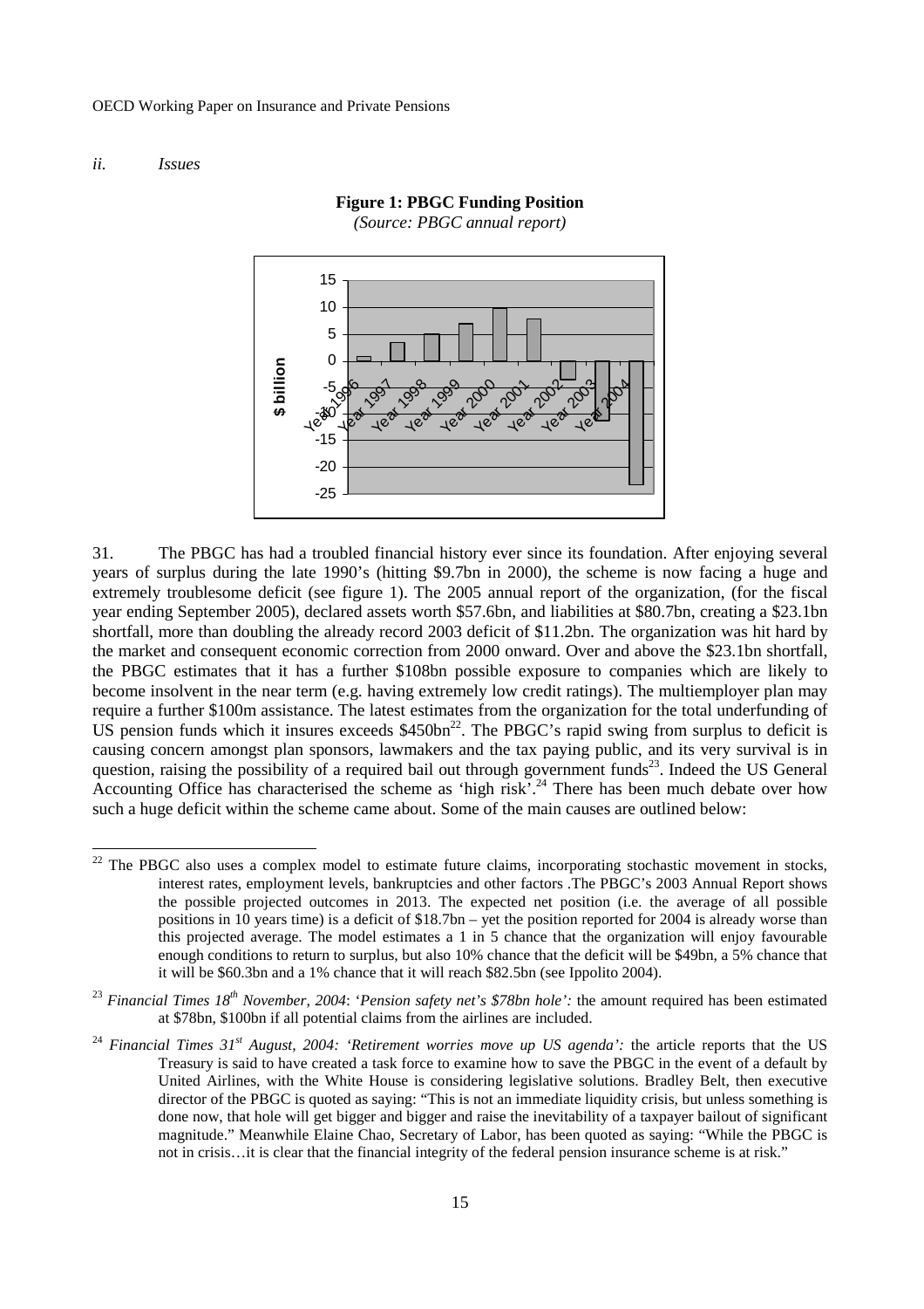*ii. Issues*

**Figure 1: PBGC Funding Position**

*(Source: PBGC annual report)*

31. The PBGC has had a troubled financial history ever since its foundation. After enjoying several years of surplus during the late 1990's (hitting $9.7bn in 2000), the scheme is now facing a huge and extremely troublesome deficit (see figure 1). The 2005 annual report of the organization, (for the fiscal year ending September 2005), declared assets worth $57.6bn, and liabilities at $80.7bn, creating a $23.1bn shortfall, more than doubling the already record 2003 deficit of $11.2bn. The organization was hit hard by the market and consequent economic correction from 2000 onward. Over and above the $23.1bn shortfall, the PBGC estimates that it has a further $108bn possible exposure to companies which are likely to become insolvent in the near term (e.g. having extremely low credit ratings). The multiemployer plan may require a further $100m assistance. The latest estimates from the organization for the total underfunding of US pension funds which it insures exceeds $450bn[22]. The PBGC's rapid swing from surplus to deficit is causing concern amongst plan sponsors, lawmakers and the tax paying public, and its very survival is in question, raising the possibility of a required bail out through government funds[23]. Indeed the US General Accounting Office has characterised the scheme as 'high risk'.[24] There has been much debate over how such a huge deficit within the scheme came about. Some of the main causes are outlined below:

[22] The PBGC also uses a complex model to estimate future claims, incorporating stochastic movement in stocks, interest rates, employment levels, bankruptcies and other factors .The PBGC's 2003 Annual Report shows the possible projected outcomes in 2013. The expected net position (i.e. the average of all possible positions in 10 years time) is a deficit of $18.7bn – yet the position reported for 2004 is already worse than this projected average. The model estimates a 1 in 5 chance that the organization will enjoy favourable enough conditions to return to surplus, but also 10% chance that the deficit will be $49bn, a 5% chance that it will be $60.3bn and a 1% chance that it will reach $82.5bn (see Ippolito 2004).

[23] *Financial Times 18th November, 2004*: *'Pension safety net's $78bn hole':* the amount required has been estimated at $78bn, $100bn if all potential claims from the airlines are included.

[24] *Financial Times 31st August, 2004: 'Retirement worries move up US agenda':* the article reports that the US Treasury is said to have created a task force to examine how to save the PBGC in the event of a default by United Airlines, with the White House is considering legislative solutions. Bradley Belt, then executive director of the PBGC is quoted as saying: "This is not an immediate liquidity crisis, but unless something is done now, that hole will get bigger and bigger and raise the inevitability of a taxpayer bailout of significant magnitude." Meanwhile Elaine Chao, Secretary of Labor, has been quoted as saying: "While the PBGC is not in crisis…it is clear that the financial integrity of the federal pension insurance scheme is at risk."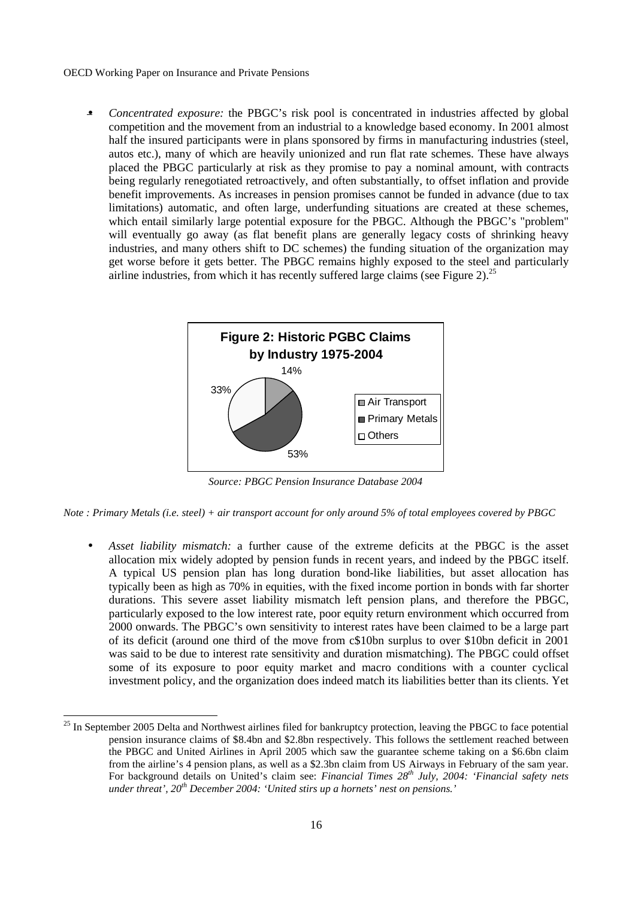- *Concentrated exposure:* the PBGC's risk pool is concentrated in industries affected by global competition and the movement from an industrial to a knowledge based economy. In 2001 almost half the insured participants were in plans sponsored by firms in manufacturing industries (steel, autos etc.), many of which are heavily unionized and run flat rate schemes. These have always placed the PBGC particularly at risk as they promise to pay a nominal amount, with contracts being regularly renegotiated retroactively, and often substantially, to offset inflation and provide benefit improvements. As increases in pension promises cannot be funded in advance (due to tax limitations) automatic, and often large, underfunding situations are created at these schemes, which entail similarly large potential exposure for the PBGC. Although the PBGC's "problem" will eventually go away (as flat benefit plans are generally legacy costs of shrinking heavy industries, and many others shift to DC schemes) the funding situation of the organization may get worse before it gets better. The PBGC remains highly exposed to the steel and particularly airline industries, from which it has recently suffered large claims (see Figure 2).[25]

**Figure 2: Historic PGBC Claims by Industry 1975-2004**

| Industry | Share |
| --- | --- |
| Air Transport | 14% |
| Primary Metals | 53% |
| Others | 33% |

*Source: PBGC Pension Insurance Database 2004*

*Note : Primary Metals (i.e. steel) + air transport account for only around 5% of total employees covered by PBGC*

- *Asset liability mismatch:* a further cause of the extreme deficits at the PBGC is the asset allocation mix widely adopted by pension funds in recent years, and indeed by the PBGC itself. A typical US pension plan has long duration bond-like liabilities, but asset allocation has typically been as high as 70% in equities, with the fixed income portion in bonds with far shorter durations. This severe asset liability mismatch left pension plans, and therefore the PBGC, particularly exposed to the low interest rate, poor equity return environment which occurred from 2000 onwards. The PBGC's own sensitivity to interest rates have been claimed to be a large part of its deficit (around one third of the move from c$10bn surplus to over $10bn deficit in 2001 was said to be due to interest rate sensitivity and duration mismatching). The PBGC could offset some of its exposure to poor equity market and macro conditions with a counter cyclical investment policy, and the organization does indeed match its liabilities better than its clients. Yet

[25] In September 2005 Delta and Northwest airlines filed for bankruptcy protection, leaving the PBGC to face potential pension insurance claims of $8.4bn and $2.8bn respectively. This follows the settlement reached between the PBGC and United Airlines in April 2005 which saw the guarantee scheme taking on a $6.6bn claim from the airline's 4 pension plans, as well as a $2.3bn claim from US Airways in February of the sam year. For background details on United's claim see: *Financial Times 28th July, 2004: 'Financial safety nets under threat', 20th December 2004: 'United stirs up a hornets' nest on pensions.'*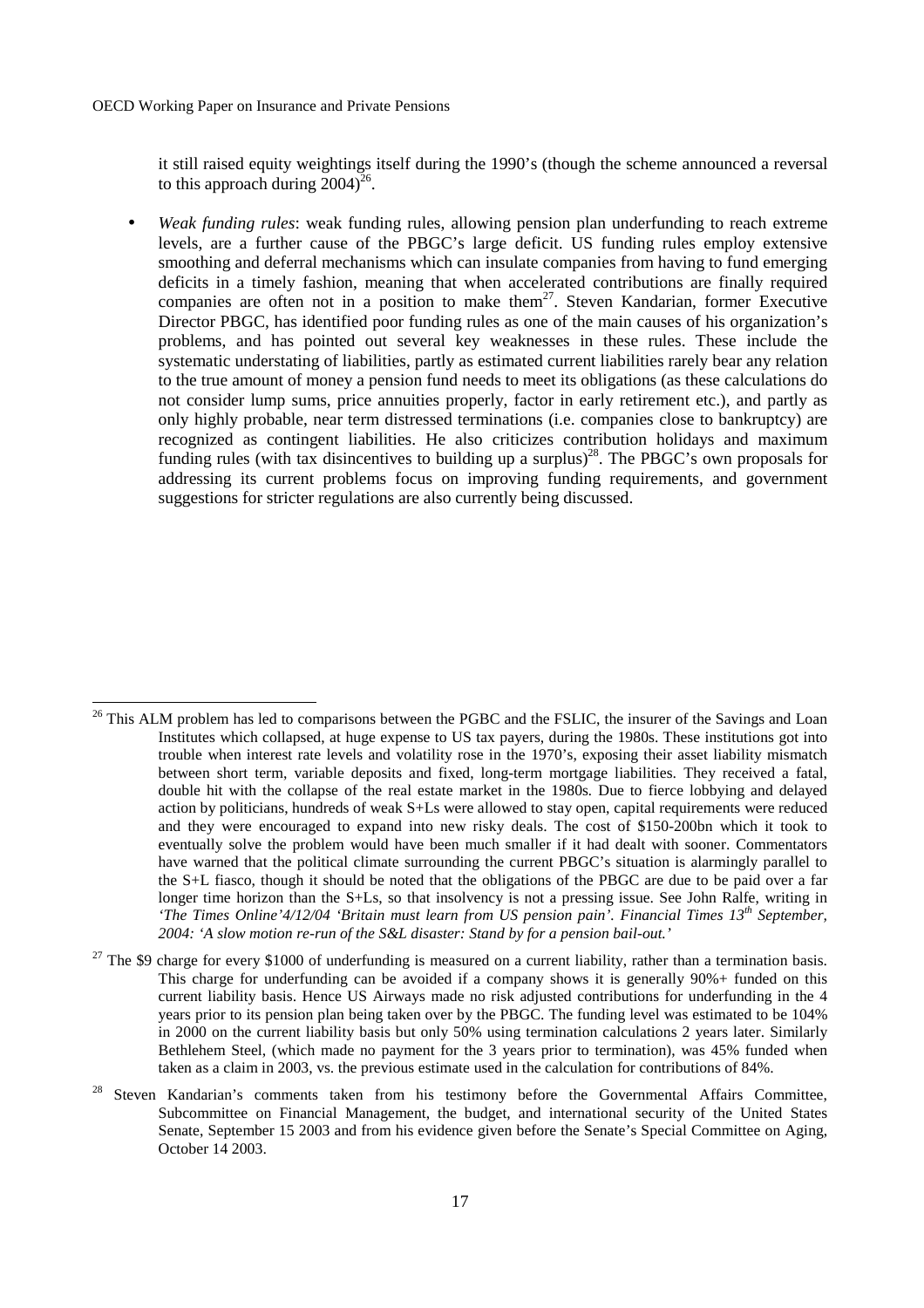it still raised equity weightings itself during the 1990's (though the scheme announced a reversal to this approach during 2004)[26].

- *Weak funding rules*: weak funding rules, allowing pension plan underfunding to reach extreme levels, are a further cause of the PBGC's large deficit. US funding rules employ extensive smoothing and deferral mechanisms which can insulate companies from having to fund emerging deficits in a timely fashion, meaning that when accelerated contributions are finally required companies are often not in a position to make them[27]. Steven Kandarian, former Executive Director PBGC, has identified poor funding rules as one of the main causes of his organization's problems, and has pointed out several key weaknesses in these rules. These include the systematic understating of liabilities, partly as estimated current liabilities rarely bear any relation to the true amount of money a pension fund needs to meet its obligations (as these calculations do not consider lump sums, price annuities properly, factor in early retirement etc.), and partly as only highly probable, near term distressed terminations (i.e. companies close to bankruptcy) are recognized as contingent liabilities. He also criticizes contribution holidays and maximum funding rules (with tax disincentives to building up a surplus)[28]. The PBGC's own proposals for addressing its current problems focus on improving funding requirements, and government suggestions for stricter regulations are also currently being discussed.

---

[26] This ALM problem has led to comparisons between the PGBC and the FSLIC, the insurer of the Savings and Loan Institutes which collapsed, at huge expense to US tax payers, during the 1980s. These institutions got into trouble when interest rate levels and volatility rose in the 1970's, exposing their asset liability mismatch between short term, variable deposits and fixed, long-term mortgage liabilities. They received a fatal, double hit with the collapse of the real estate market in the 1980s. Due to fierce lobbying and delayed action by politicians, hundreds of weak S+Ls were allowed to stay open, capital requirements were reduced and they were encouraged to expand into new risky deals. The cost of \$150-200bn which it took to eventually solve the problem would have been much smaller if it had dealt with sooner. Commentators have warned that the political climate surrounding the current PBGC's situation is alarmingly parallel to the S+L fiasco, though it should be noted that the obligations of the PBGC are due to be paid over a far longer time horizon than the S+Ls, so that insolvency is not a pressing issue. See John Ralfe, writing in *'The Times Online'4/12/04 'Britain must learn from US pension pain'. Financial Times 13th September, 2004: 'A slow motion re-run of the S&L disaster: Stand by for a pension bail-out.'*

[27] The \$9 charge for every \$1000 of underfunding is measured on a current liability, rather than a termination basis. This charge for underfunding can be avoided if a company shows it is generally 90%+ funded on this current liability basis. Hence US Airways made no risk adjusted contributions for underfunding in the 4 years prior to its pension plan being taken over by the PBGC. The funding level was estimated to be 104% in 2000 on the current liability basis but only 50% using termination calculations 2 years later. Similarly Bethlehem Steel, (which made no payment for the 3 years prior to termination), was 45% funded when taken as a claim in 2003, vs. the previous estimate used in the calculation for contributions of 84%.

[28] Steven Kandarian's comments taken from his testimony before the Governmental Affairs Committee, Subcommittee on Financial Management, the budget, and international security of the United States Senate, September 15 2003 and from his evidence given before the Senate's Special Committee on Aging, October 14 2003.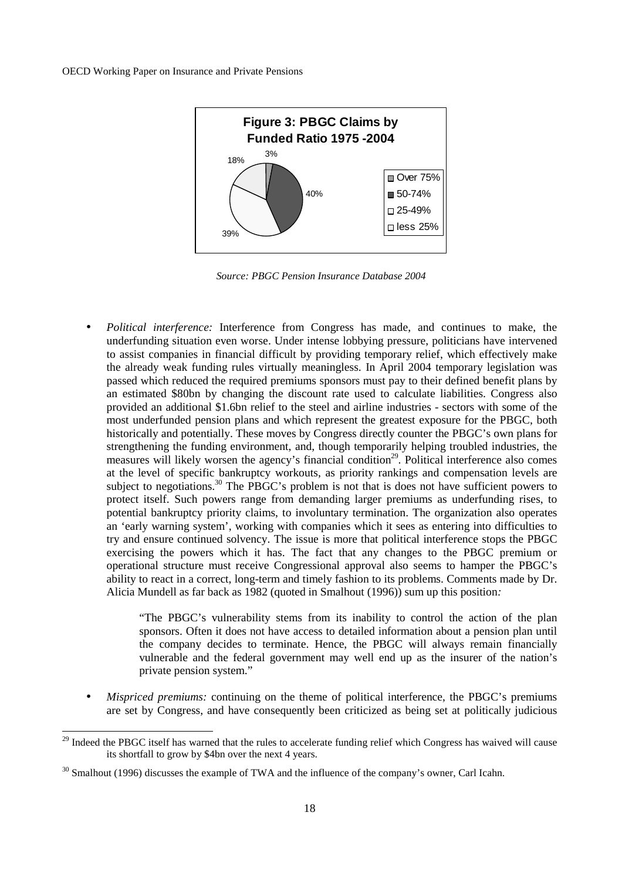**Figure 3: PBGC Claims by Funded Ratio 1975 -2004**

| Funded Ratio | Share of Claims |
| --- | --- |
| Over 75% | 3% |
| 50-74% | 40% |
| 25-49% | 39% |
| less 25% | 18% |

*Source: PBGC Pension Insurance Database 2004*

- *Political interference:* Interference from Congress has made, and continues to make, the underfunding situation even worse. Under intense lobbying pressure, politicians have intervened to assist companies in financial difficult by providing temporary relief, which effectively make the already weak funding rules virtually meaningless. In April 2004 temporary legislation was passed which reduced the required premiums sponsors must pay to their defined benefit plans by an estimated \$80bn by changing the discount rate used to calculate liabilities. Congress also provided an additional \$1.6bn relief to the steel and airline industries - sectors with some of the most underfunded pension plans and which represent the greatest exposure for the PBGC, both historically and potentially. These moves by Congress directly counter the PBGC's own plans for strengthening the funding environment, and, though temporarily helping troubled industries, the measures will likely worsen the agency's financial condition[29]. Political interference also comes at the level of specific bankruptcy workouts, as priority rankings and compensation levels are subject to negotiations.[30] The PBGC's problem is not that is does not have sufficient powers to protect itself. Such powers range from demanding larger premiums as underfunding rises, to potential bankruptcy priority claims, to involuntary termination. The organization also operates an 'early warning system', working with companies which it sees as entering into difficulties to try and ensure continued solvency. The issue is more that political interference stops the PBGC exercising the powers which it has. The fact that any changes to the PBGC premium or operational structure must receive Congressional approval also seems to hamper the PBGC's ability to react in a correct, long-term and timely fashion to its problems. Comments made by Dr. Alicia Mundell as far back as 1982 (quoted in Smalhout (1996)) sum up this position*:*

  > "The PBGC's vulnerability stems from its inability to control the action of the plan sponsors. Often it does not have access to detailed information about a pension plan until the company decides to terminate. Hence, the PBGC will always remain financially vulnerable and the federal government may well end up as the insurer of the nation's private pension system."

- *Mispriced premiums:* continuing on the theme of political interference, the PBGC's premiums are set by Congress, and have consequently been criticized as being set at politically judicious

[29] Indeed the PBGC itself has warned that the rules to accelerate funding relief which Congress has waived will cause its shortfall to grow by \$4bn over the next 4 years.

[30] Smalhout (1996) discusses the example of TWA and the influence of the company's owner, Carl Icahn.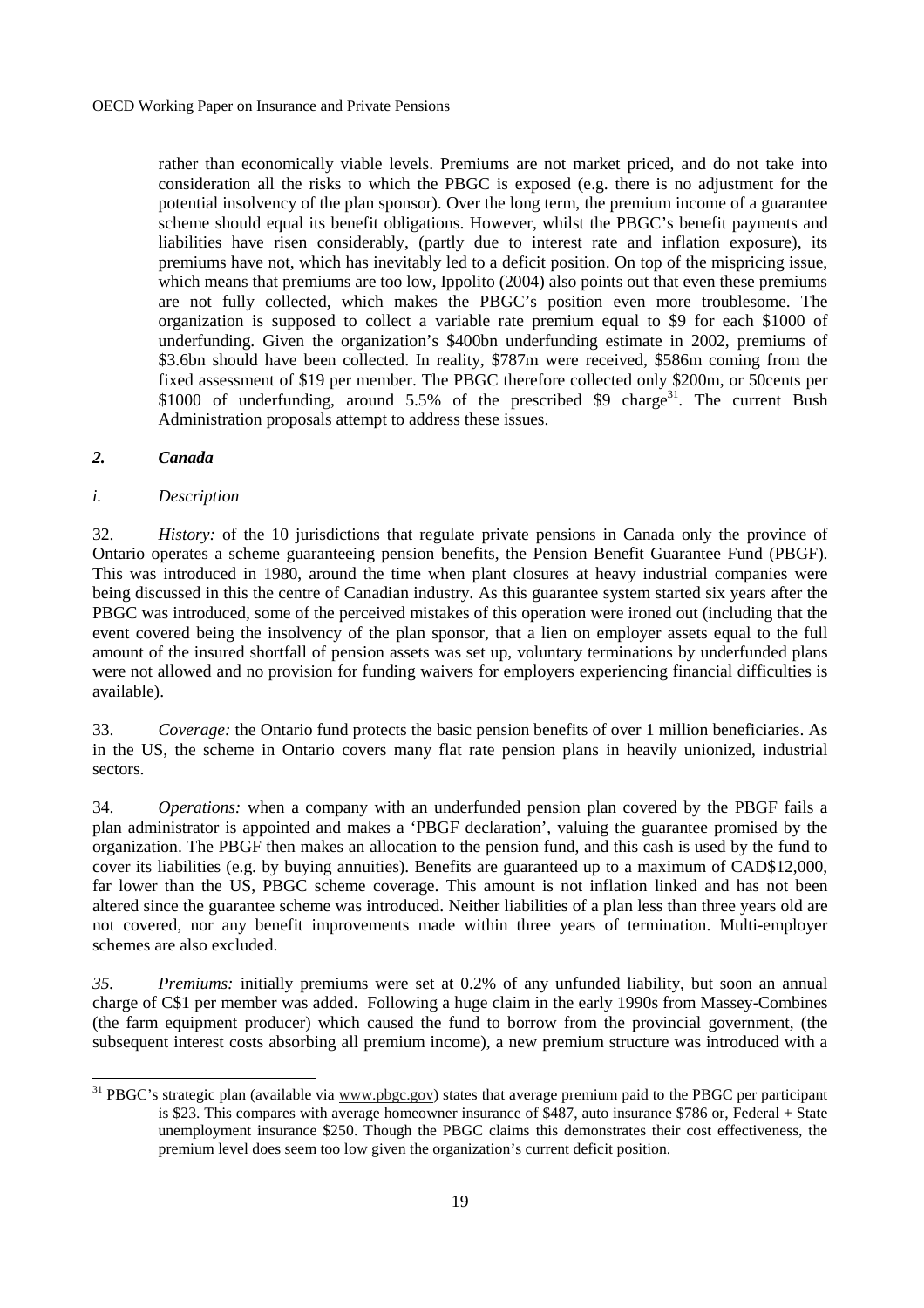rather than economically viable levels. Premiums are not market priced, and do not take into consideration all the risks to which the PBGC is exposed (e.g. there is no adjustment for the potential insolvency of the plan sponsor). Over the long term, the premium income of a guarantee scheme should equal its benefit obligations. However, whilst the PBGC's benefit payments and liabilities have risen considerably, (partly due to interest rate and inflation exposure), its premiums have not, which has inevitably led to a deficit position. On top of the mispricing issue, which means that premiums are too low, Ippolito (2004) also points out that even these premiums are not fully collected, which makes the PBGC's position even more troublesome. The organization is supposed to collect a variable rate premium equal to \$9 for each \$1000 of underfunding. Given the organization's \$400bn underfunding estimate in 2002, premiums of \$3.6bn should have been collected. In reality, \$787m were received, \$586m coming from the fixed assessment of \$19 per member. The PBGC therefore collected only \$200m, or 50cents per \$1000 of underfunding, around 5.5% of the prescribed \$9 charge[31]. The current Bush Administration proposals attempt to address these issues.

## *2. Canada*

### *i. Description*

32. *History:* of the 10 jurisdictions that regulate private pensions in Canada only the province of Ontario operates a scheme guaranteeing pension benefits, the Pension Benefit Guarantee Fund (PBGF). This was introduced in 1980, around the time when plant closures at heavy industrial companies were being discussed in this the centre of Canadian industry. As this guarantee system started six years after the PBGC was introduced, some of the perceived mistakes of this operation were ironed out (including that the event covered being the insolvency of the plan sponsor, that a lien on employer assets equal to the full amount of the insured shortfall of pension assets was set up, voluntary terminations by underfunded plans were not allowed and no provision for funding waivers for employers experiencing financial difficulties is available).

33. *Coverage:* the Ontario fund protects the basic pension benefits of over 1 million beneficiaries. As in the US, the scheme in Ontario covers many flat rate pension plans in heavily unionized, industrial sectors.

34. *Operations:* when a company with an underfunded pension plan covered by the PBGF fails a plan administrator is appointed and makes a 'PBGF declaration', valuing the guarantee promised by the organization. The PBGF then makes an allocation to the pension fund, and this cash is used by the fund to cover its liabilities (e.g. by buying annuities). Benefits are guaranteed up to a maximum of CAD\$12,000, far lower than the US, PBGC scheme coverage. This amount is not inflation linked and has not been altered since the guarantee scheme was introduced. Neither liabilities of a plan less than three years old are not covered, nor any benefit improvements made within three years of termination. Multi-employer schemes are also excluded.

*35. Premiums:* initially premiums were set at 0.2% of any unfunded liability, but soon an annual charge of C\$1 per member was added. Following a huge claim in the early 1990s from Massey-Combines (the farm equipment producer) which caused the fund to borrow from the provincial government, (the subsequent interest costs absorbing all premium income), a new premium structure was introduced with a

---

[31] PBGC's strategic plan (available via www.pbgc.gov) states that average premium paid to the PBGC per participant is \$23. This compares with average homeowner insurance of \$487, auto insurance \$786 or, Federal + State unemployment insurance \$250. Though the PBGC claims this demonstrates their cost effectiveness, the premium level does seem too low given the organization's current deficit position.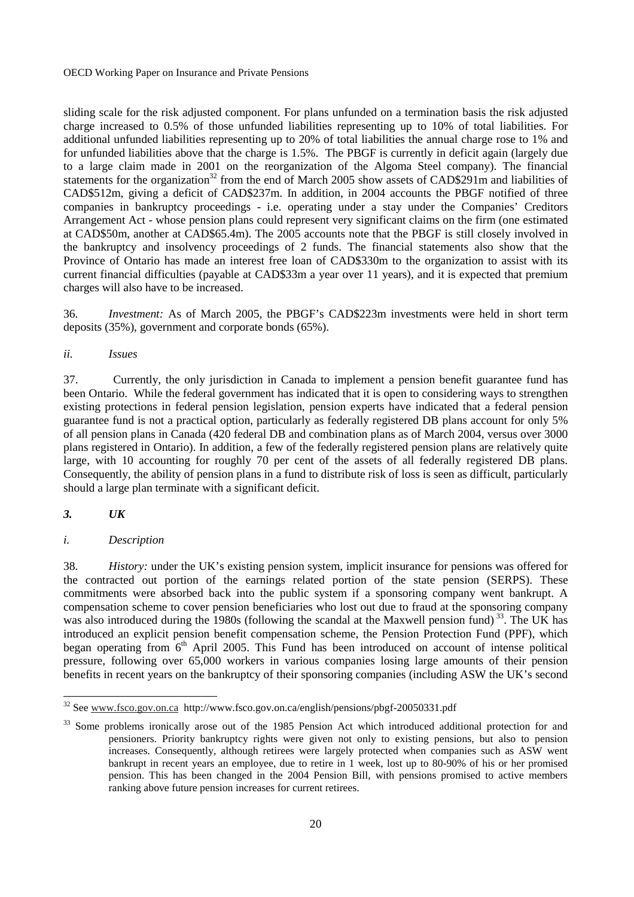sliding scale for the risk adjusted component. For plans unfunded on a termination basis the risk adjusted charge increased to 0.5% of those unfunded liabilities representing up to 10% of total liabilities. For additional unfunded liabilities representing up to 20% of total liabilities the annual charge rose to 1% and for unfunded liabilities above that the charge is 1.5%. The PBGF is currently in deficit again (largely due to a large claim made in 2001 on the reorganization of the Algoma Steel company). The financial statements for the organization[32] from the end of March 2005 show assets of CAD$291m and liabilities of CAD$512m, giving a deficit of CAD$237m. In addition, in 2004 accounts the PBGF notified of three companies in bankruptcy proceedings - i.e. operating under a stay under the Companies' Creditors Arrangement Act - whose pension plans could represent very significant claims on the firm (one estimated at CAD$50m, another at CAD$65.4m). The 2005 accounts note that the PBGF is still closely involved in the bankruptcy and insolvency proceedings of 2 funds. The financial statements also show that the Province of Ontario has made an interest free loan of CAD$330m to the organization to assist with its current financial difficulties (payable at CAD$33m a year over 11 years), and it is expected that premium charges will also have to be increased.

36. *Investment:* As of March 2005, the PBGF's CAD$223m investments were held in short term deposits (35%), government and corporate bonds (65%).

*ii. Issues*

37. Currently, the only jurisdiction in Canada to implement a pension benefit guarantee fund has been Ontario. While the federal government has indicated that it is open to considering ways to strengthen existing protections in federal pension legislation, pension experts have indicated that a federal pension guarantee fund is not a practical option, particularly as federally registered DB plans account for only 5% of all pension plans in Canada (420 federal DB and combination plans as of March 2004, versus over 3000 plans registered in Ontario). In addition, a few of the federally registered pension plans are relatively quite large, with 10 accounting for roughly 70 per cent of the assets of all federally registered DB plans. Consequently, the ability of pension plans in a fund to distribute risk of loss is seen as difficult, particularly should a large plan terminate with a significant deficit.

### *3. UK*

*i. Description*

38. *History:* under the UK's existing pension system, implicit insurance for pensions was offered for the contracted out portion of the earnings related portion of the state pension (SERPS). These commitments were absorbed back into the public system if a sponsoring company went bankrupt. A compensation scheme to cover pension beneficiaries who lost out due to fraud at the sponsoring company was also introduced during the 1980s (following the scandal at the Maxwell pension fund)[33]. The UK has introduced an explicit pension benefit compensation scheme, the Pension Protection Fund (PPF), which began operating from 6th April 2005. This Fund has been introduced on account of intense political pressure, following over 65,000 workers in various companies losing large amounts of their pension benefits in recent years on the bankruptcy of their sponsoring companies (including ASW the UK's second

---

[32] See www.fsco.gov.on.ca http://www.fsco.gov.on.ca/english/pensions/pbgf-20050331.pdf

[33] Some problems ironically arose out of the 1985 Pension Act which introduced additional protection for and pensioners. Priority bankruptcy rights were given not only to existing pensions, but also to pension increases. Consequently, although retirees were largely protected when companies such as ASW went bankrupt in recent years an employee, due to retire in 1 week, lost up to 80-90% of his or her promised pension. This has been changed in the 2004 Pension Bill, with pensions promised to active members ranking above future pension increases for current retirees.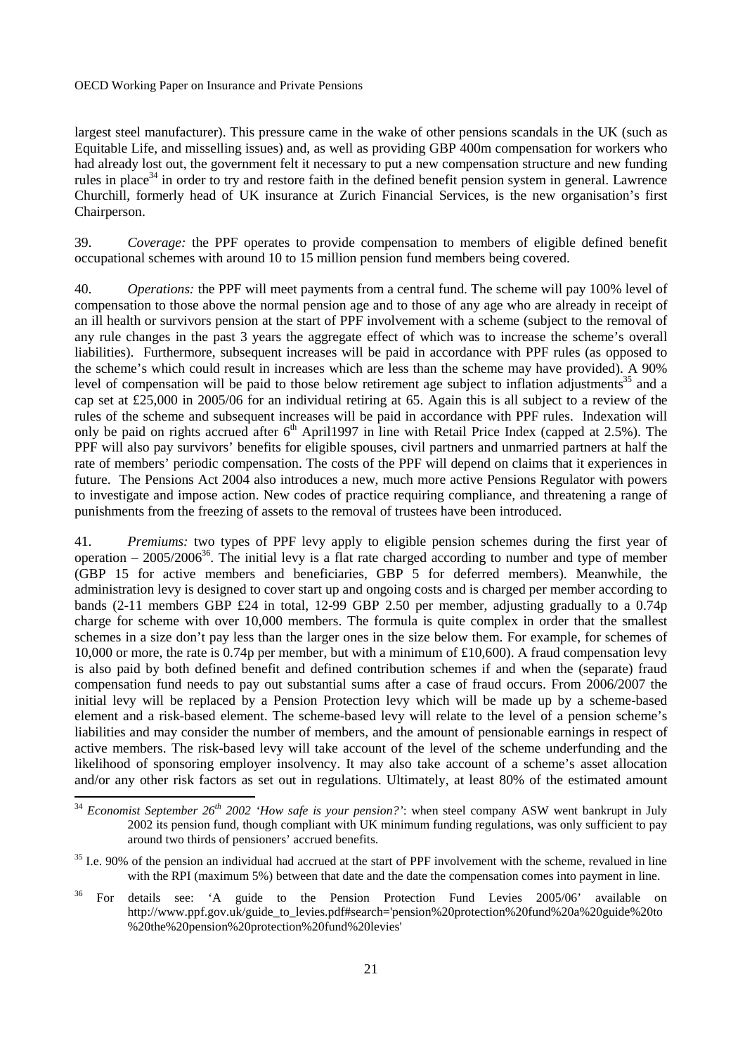largest steel manufacturer). This pressure came in the wake of other pensions scandals in the UK (such as Equitable Life, and misselling issues) and, as well as providing GBP 400m compensation for workers who had already lost out, the government felt it necessary to put a new compensation structure and new funding rules in place[34] in order to try and restore faith in the defined benefit pension system in general. Lawrence Churchill, formerly head of UK insurance at Zurich Financial Services, is the new organisation's first Chairperson.

39. *Coverage:* the PPF operates to provide compensation to members of eligible defined benefit occupational schemes with around 10 to 15 million pension fund members being covered.

40. *Operations:* the PPF will meet payments from a central fund. The scheme will pay 100% level of compensation to those above the normal pension age and to those of any age who are already in receipt of an ill health or survivors pension at the start of PPF involvement with a scheme (subject to the removal of any rule changes in the past 3 years the aggregate effect of which was to increase the scheme's overall liabilities). Furthermore, subsequent increases will be paid in accordance with PPF rules (as opposed to the scheme's which could result in increases which are less than the scheme may have provided). A 90% level of compensation will be paid to those below retirement age subject to inflation adjustments[35] and a cap set at £25,000 in 2005/06 for an individual retiring at 65. Again this is all subject to a review of the rules of the scheme and subsequent increases will be paid in accordance with PPF rules. Indexation will only be paid on rights accrued after 6th April1997 in line with Retail Price Index (capped at 2.5%). The PPF will also pay survivors' benefits for eligible spouses, civil partners and unmarried partners at half the rate of members' periodic compensation. The costs of the PPF will depend on claims that it experiences in future. The Pensions Act 2004 also introduces a new, much more active Pensions Regulator with powers to investigate and impose action. New codes of practice requiring compliance, and threatening a range of punishments from the freezing of assets to the removal of trustees have been introduced.

41. *Premiums:* two types of PPF levy apply to eligible pension schemes during the first year of operation – 2005/2006[36]. The initial levy is a flat rate charged according to number and type of member (GBP 15 for active members and beneficiaries, GBP 5 for deferred members). Meanwhile, the administration levy is designed to cover start up and ongoing costs and is charged per member according to bands (2-11 members GBP £24 in total, 12-99 GBP 2.50 per member, adjusting gradually to a 0.74p charge for scheme with over 10,000 members. The formula is quite complex in order that the smallest schemes in a size don't pay less than the larger ones in the size below them. For example, for schemes of 10,000 or more, the rate is 0.74p per member, but with a minimum of £10,600). A fraud compensation levy is also paid by both defined benefit and defined contribution schemes if and when the (separate) fraud compensation fund needs to pay out substantial sums after a case of fraud occurs. From 2006/2007 the initial levy will be replaced by a Pension Protection levy which will be made up by a scheme-based element and a risk-based element. The scheme-based levy will relate to the level of a pension scheme's liabilities and may consider the number of members, and the amount of pensionable earnings in respect of active members. The risk-based levy will take account of the level of the scheme underfunding and the likelihood of sponsoring employer insolvency. It may also take account of a scheme's asset allocation and/or any other risk factors as set out in regulations. Ultimately, at least 80% of the estimated amount

---

[34] *Economist September 26th 2002 'How safe is your pension?'*: when steel company ASW went bankrupt in July 2002 its pension fund, though compliant with UK minimum funding regulations, was only sufficient to pay around two thirds of pensioners' accrued benefits.

[35] I.e. 90% of the pension an individual had accrued at the start of PPF involvement with the scheme, revalued in line with the RPI (maximum 5%) between that date and the date the compensation comes into payment in line.

[36] For details see: 'A guide to the Pension Protection Fund Levies 2005/06' available on http://www.ppf.gov.uk/guide_to_levies.pdf#search='pension%20protection%20fund%20a%20guide%20to%20the%20pension%20protection%20fund%20levies'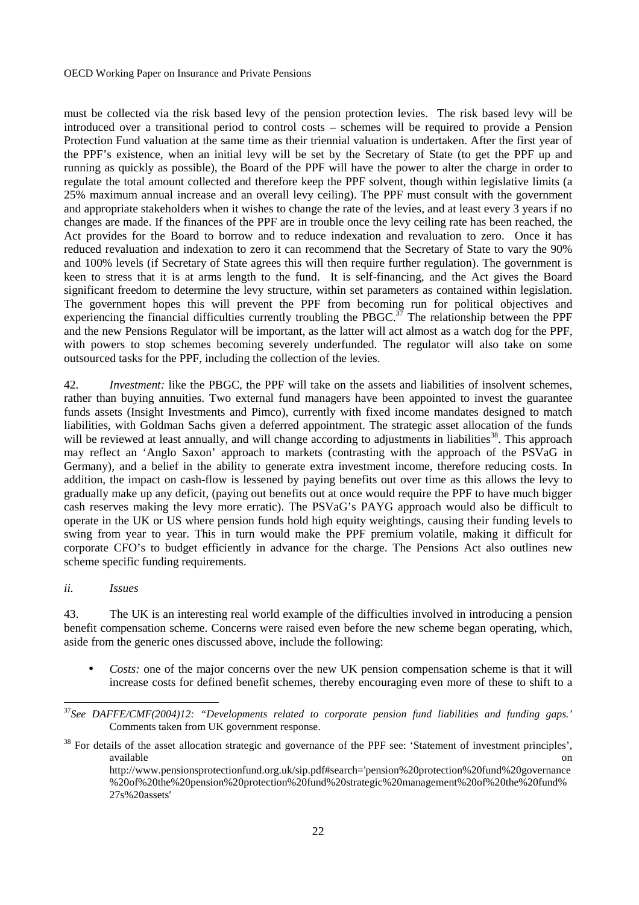must be collected via the risk based levy of the pension protection levies. The risk based levy will be introduced over a transitional period to control costs – schemes will be required to provide a Pension Protection Fund valuation at the same time as their triennial valuation is undertaken. After the first year of the PPF's existence, when an initial levy will be set by the Secretary of State (to get the PPF up and running as quickly as possible), the Board of the PPF will have the power to alter the charge in order to regulate the total amount collected and therefore keep the PPF solvent, though within legislative limits (a 25% maximum annual increase and an overall levy ceiling). The PPF must consult with the government and appropriate stakeholders when it wishes to change the rate of the levies, and at least every 3 years if no changes are made. If the finances of the PPF are in trouble once the levy ceiling rate has been reached, the Act provides for the Board to borrow and to reduce indexation and revaluation to zero. Once it has reduced revaluation and indexation to zero it can recommend that the Secretary of State to vary the 90% and 100% levels (if Secretary of State agrees this will then require further regulation). The government is keen to stress that it is at arms length to the fund. It is self-financing, and the Act gives the Board significant freedom to determine the levy structure, within set parameters as contained within legislation. The government hopes this will prevent the PPF from becoming run for political objectives and experiencing the financial difficulties currently troubling the PBGC.[37] The relationship between the PPF and the new Pensions Regulator will be important, as the latter will act almost as a watch dog for the PPF, with powers to stop schemes becoming severely underfunded. The regulator will also take on some outsourced tasks for the PPF, including the collection of the levies.

42. *Investment:* like the PBGC, the PPF will take on the assets and liabilities of insolvent schemes, rather than buying annuities. Two external fund managers have been appointed to invest the guarantee funds assets (Insight Investments and Pimco), currently with fixed income mandates designed to match liabilities, with Goldman Sachs given a deferred appointment. The strategic asset allocation of the funds will be reviewed at least annually, and will change according to adjustments in liabilities[38]. This approach may reflect an 'Anglo Saxon' approach to markets (contrasting with the approach of the PSVaG in Germany), and a belief in the ability to generate extra investment income, therefore reducing costs. In addition, the impact on cash-flow is lessened by paying benefits out over time as this allows the levy to gradually make up any deficit, (paying out benefits out at once would require the PPF to have much bigger cash reserves making the levy more erratic). The PSVaG's PAYG approach would also be difficult to operate in the UK or US where pension funds hold high equity weightings, causing their funding levels to swing from year to year. This in turn would make the PPF premium volatile, making it difficult for corporate CFO's to budget efficiently in advance for the charge. The Pensions Act also outlines new scheme specific funding requirements.

*ii. Issues*

43. The UK is an interesting real world example of the difficulties involved in introducing a pension benefit compensation scheme. Concerns were raised even before the new scheme began operating, which, aside from the generic ones discussed above, include the following:

- *Costs:* one of the major concerns over the new UK pension compensation scheme is that it will increase costs for defined benefit schemes, thereby encouraging even more of these to shift to a

---

[37] *See DAFFE/CMF(2004)12: "Developments related to corporate pension fund liabilities and funding gaps.'* Comments taken from UK government response.

[38] For details of the asset allocation strategic and governance of the PPF see: 'Statement of investment principles', available on http://www.pensionsprotectionfund.org.uk/sip.pdf#search='pension%20protection%20fund%20governance%20of%20the%20pension%20protection%20fund%20strategic%20management%20of%20the%20fund%27s%20assets'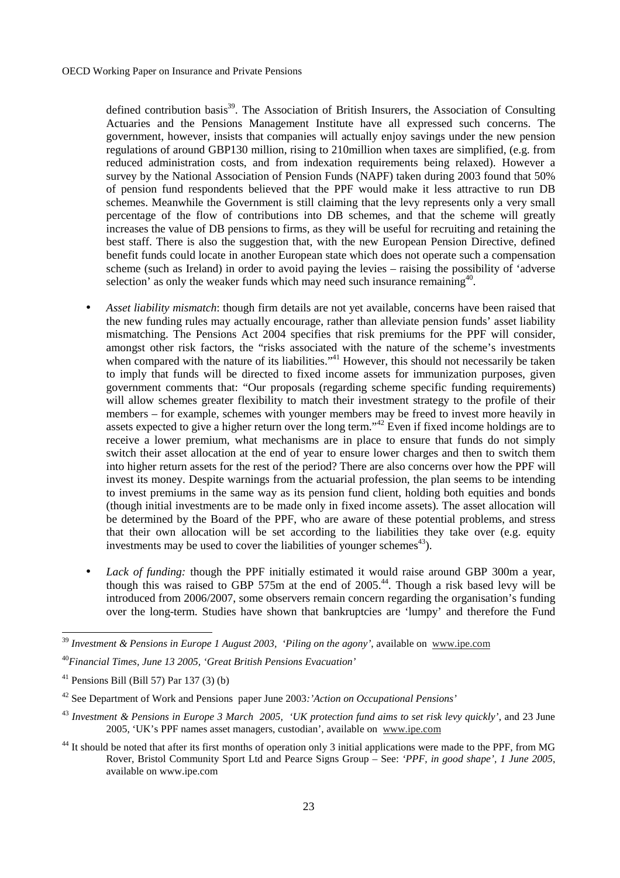defined contribution basis[39]. The Association of British Insurers, the Association of Consulting Actuaries and the Pensions Management Institute have all expressed such concerns. The government, however, insists that companies will actually enjoy savings under the new pension regulations of around GBP130 million, rising to 210million when taxes are simplified, (e.g. from reduced administration costs, and from indexation requirements being relaxed). However a survey by the National Association of Pension Funds (NAPF) taken during 2003 found that 50% of pension fund respondents believed that the PPF would make it less attractive to run DB schemes. Meanwhile the Government is still claiming that the levy represents only a very small percentage of the flow of contributions into DB schemes, and that the scheme will greatly increases the value of DB pensions to firms, as they will be useful for recruiting and retaining the best staff. There is also the suggestion that, with the new European Pension Directive, defined benefit funds could locate in another European state which does not operate such a compensation scheme (such as Ireland) in order to avoid paying the levies – raising the possibility of 'adverse selection' as only the weaker funds which may need such insurance remaining[40].

- *Asset liability mismatch*: though firm details are not yet available, concerns have been raised that the new funding rules may actually encourage, rather than alleviate pension funds' asset liability mismatching. The Pensions Act 2004 specifies that risk premiums for the PPF will consider, amongst other risk factors, the "risks associated with the nature of the scheme's investments when compared with the nature of its liabilities."[41] However, this should not necessarily be taken to imply that funds will be directed to fixed income assets for immunization purposes, given government comments that: "Our proposals (regarding scheme specific funding requirements) will allow schemes greater flexibility to match their investment strategy to the profile of their members – for example, schemes with younger members may be freed to invest more heavily in assets expected to give a higher return over the long term."[42] Even if fixed income holdings are to receive a lower premium, what mechanisms are in place to ensure that funds do not simply switch their asset allocation at the end of year to ensure lower charges and then to switch them into higher return assets for the rest of the period? There are also concerns over how the PPF will invest its money. Despite warnings from the actuarial profession, the plan seems to be intending to invest premiums in the same way as its pension fund client, holding both equities and bonds (though initial investments are to be made only in fixed income assets). The asset allocation will be determined by the Board of the PPF, who are aware of these potential problems, and stress that their own allocation will be set according to the liabilities they take over (e.g. equity investments may be used to cover the liabilities of younger schemes[43]).

- *Lack of funding:* though the PPF initially estimated it would raise around GBP 300m a year, though this was raised to GBP 575m at the end of 2005.[44]. Though a risk based levy will be introduced from 2006/2007, some observers remain concern regarding the organisation's funding over the long-term. Studies have shown that bankruptcies are 'lumpy' and therefore the Fund

---

[39] *Investment & Pensions in Europe 1 August 2003, 'Piling on the agony'*, available on www.ipe.com

[40] *Financial Times, June 13 2005, 'Great British Pensions Evacuation'*

[41] Pensions Bill (Bill 57) Par 137 (3) (b)

[42] See Department of Work and Pensions paper June 2003*:'Action on Occupational Pensions'*

[43] *Investment & Pensions in Europe 3 March 2005, 'UK protection fund aims to set risk levy quickly'*, and 23 June 2005, 'UK's PPF names asset managers, custodian', available on www.ipe.com

[44] It should be noted that after its first months of operation only 3 initial applications were made to the PPF, from MG Rover, Bristol Community Sport Ltd and Pearce Signs Group – See: *'PPF, in good shape', 1 June 2005*, available on www.ipe.com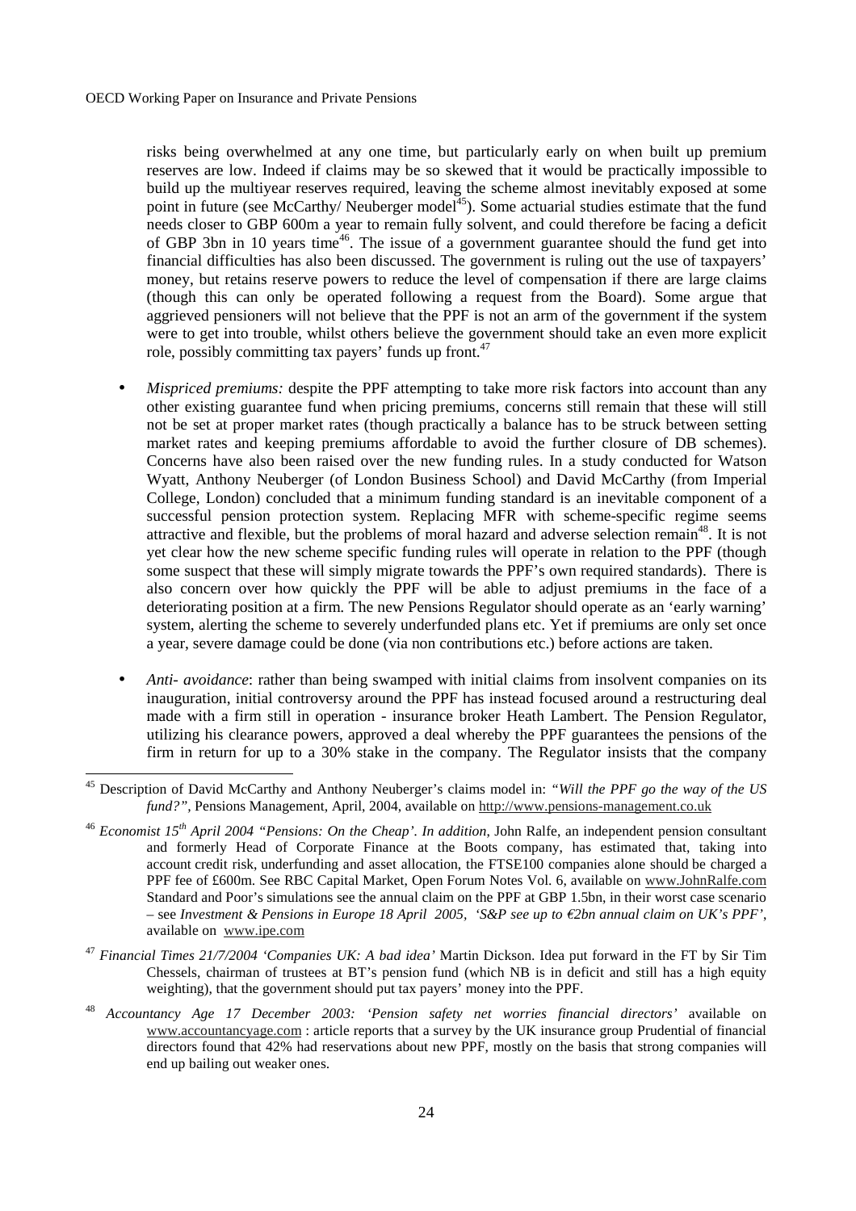risks being overwhelmed at any one time, but particularly early on when built up premium reserves are low. Indeed if claims may be so skewed that it would be practically impossible to build up the multiyear reserves required, leaving the scheme almost inevitably exposed at some point in future (see McCarthy/ Neuberger model[45]). Some actuarial studies estimate that the fund needs closer to GBP 600m a year to remain fully solvent, and could therefore be facing a deficit of GBP 3bn in 10 years time[46]. The issue of a government guarantee should the fund get into financial difficulties has also been discussed. The government is ruling out the use of taxpayers' money, but retains reserve powers to reduce the level of compensation if there are large claims (though this can only be operated following a request from the Board). Some argue that aggrieved pensioners will not believe that the PPF is not an arm of the government if the system were to get into trouble, whilst others believe the government should take an even more explicit role, possibly committing tax payers' funds up front.[47]

- *Mispriced premiums:* despite the PPF attempting to take more risk factors into account than any other existing guarantee fund when pricing premiums, concerns still remain that these will still not be set at proper market rates (though practically a balance has to be struck between setting market rates and keeping premiums affordable to avoid the further closure of DB schemes). Concerns have also been raised over the new funding rules. In a study conducted for Watson Wyatt, Anthony Neuberger (of London Business School) and David McCarthy (from Imperial College, London) concluded that a minimum funding standard is an inevitable component of a successful pension protection system. Replacing MFR with scheme-specific regime seems attractive and flexible, but the problems of moral hazard and adverse selection remain[48]. It is not yet clear how the new scheme specific funding rules will operate in relation to the PPF (though some suspect that these will simply migrate towards the PPF's own required standards). There is also concern over how quickly the PPF will be able to adjust premiums in the face of a deteriorating position at a firm. The new Pensions Regulator should operate as an 'early warning' system, alerting the scheme to severely underfunded plans etc. Yet if premiums are only set once a year, severe damage could be done (via non contributions etc.) before actions are taken.

- *Anti- avoidance*: rather than being swamped with initial claims from insolvent companies on its inauguration, initial controversy around the PPF has instead focused around a restructuring deal made with a firm still in operation - insurance broker Heath Lambert. The Pension Regulator, utilizing his clearance powers, approved a deal whereby the PPF guarantees the pensions of the firm in return for up to a 30% stake in the company. The Regulator insists that the company

---

[45] Description of David McCarthy and Anthony Neuberger's claims model in: *"Will the PPF go the way of the US fund?"*, Pensions Management, April, 2004, available on http://www.pensions-management.co.uk

[46] *Economist 15th April 2004 "Pensions: On the Cheap'. In addition,* John Ralfe, an independent pension consultant and formerly Head of Corporate Finance at the Boots company, has estimated that, taking into account credit risk, underfunding and asset allocation, the FTSE100 companies alone should be charged a PPF fee of £600m. See RBC Capital Market, Open Forum Notes Vol. 6, available on www.JohnRalfe.com Standard and Poor's simulations see the annual claim on the PPF at GBP 1.5bn, in their worst case scenario – see *Investment & Pensions in Europe 18 April 2005, 'S&P see up to €2bn annual claim on UK's PPF'*, available on www.ipe.com

[47] *Financial Times 21/7/2004 'Companies UK: A bad idea'* Martin Dickson. Idea put forward in the FT by Sir Tim Chessels, chairman of trustees at BT's pension fund (which NB is in deficit and still has a high equity weighting), that the government should put tax payers' money into the PPF.

[48] *Accountancy Age 17 December 2003: 'Pension safety net worries financial directors'* available on www.accountancyage.com : article reports that a survey by the UK insurance group Prudential of financial directors found that 42% had reservations about new PPF, mostly on the basis that strong companies will end up bailing out weaker ones.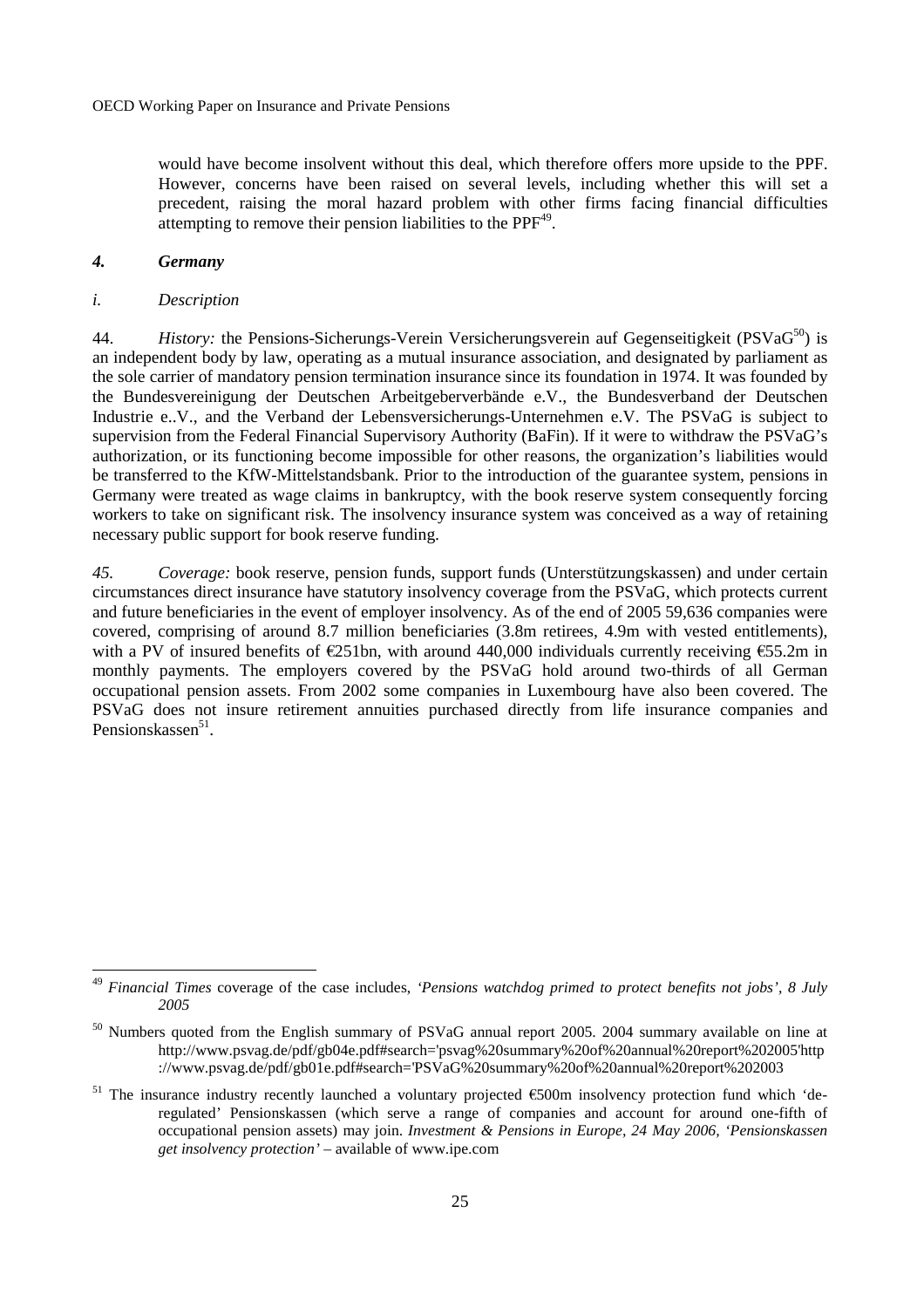would have become insolvent without this deal, which therefore offers more upside to the PPF. However, concerns have been raised on several levels, including whether this will set a precedent, raising the moral hazard problem with other firms facing financial difficulties attempting to remove their pension liabilities to the PPF[49].

### *4. Germany*

#### *i. Description*

44. *History:* the Pensions-Sicherungs-Verein Versicherungsverein auf Gegenseitigkeit (PSVaG[50]) is an independent body by law, operating as a mutual insurance association, and designated by parliament as the sole carrier of mandatory pension termination insurance since its foundation in 1974. It was founded by the Bundesvereinigung der Deutschen Arbeitgeberverbände e.V., the Bundesverband der Deutschen Industrie e..V., and the Verband der Lebensversicherungs-Unternehmen e.V. The PSVaG is subject to supervision from the Federal Financial Supervisory Authority (BaFin). If it were to withdraw the PSVaG's authorization, or its functioning become impossible for other reasons, the organization's liabilities would be transferred to the KfW-Mittelstandsbank. Prior to the introduction of the guarantee system, pensions in Germany were treated as wage claims in bankruptcy, with the book reserve system consequently forcing workers to take on significant risk. The insolvency insurance system was conceived as a way of retaining necessary public support for book reserve funding.

*45.* *Coverage:* book reserve, pension funds, support funds (Unterstützungskassen) and under certain circumstances direct insurance have statutory insolvency coverage from the PSVaG, which protects current and future beneficiaries in the event of employer insolvency. As of the end of 2005 59,636 companies were covered, comprising of around 8.7 million beneficiaries (3.8m retirees, 4.9m with vested entitlements), with a PV of insured benefits of €251bn, with around 440,000 individuals currently receiving €55.2m in monthly payments. The employers covered by the PSVaG hold around two-thirds of all German occupational pension assets. From 2002 some companies in Luxembourg have also been covered. The PSVaG does not insure retirement annuities purchased directly from life insurance companies and Pensionskassen[51].

---

[49] *Financial Times* coverage of the case includes, *'Pensions watchdog primed to protect benefits not jobs', 8 July 2005*

[50] Numbers quoted from the English summary of PSVaG annual report 2005. 2004 summary available on line at http://www.psvag.de/pdf/gb04e.pdf#search='psvag%20summary%20of%20annual%20report%202005'http ://www.psvag.de/pdf/gb01e.pdf#search='PSVaG%20summary%20of%20annual%20report%202003

[51] The insurance industry recently launched a voluntary projected €500m insolvency protection fund which 'de-regulated' Pensionskassen (which serve a range of companies and account for around one-fifth of occupational pension assets) may join. *Investment & Pensions in Europe, 24 May 2006, 'Pensionskassen get insolvency protection'* – available of www.ipe.com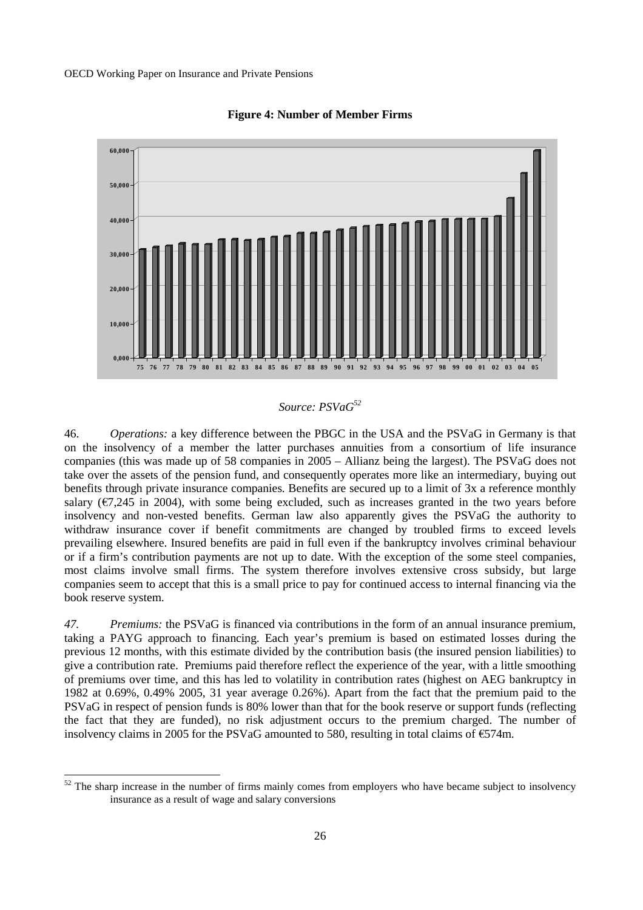**Figure 4: Number of Member Firms**

*Source: PSVaG*[52]

46. *Operations:* a key difference between the PBGC in the USA and the PSVaG in Germany is that on the insolvency of a member the latter purchases annuities from a consortium of life insurance companies (this was made up of 58 companies in 2005 – Allianz being the largest). The PSVaG does not take over the assets of the pension fund, and consequently operates more like an intermediary, buying out benefits through private insurance companies. Benefits are secured up to a limit of 3x a reference monthly salary (€7,245 in 2004), with some being excluded, such as increases granted in the two years before insolvency and non-vested benefits. German law also apparently gives the PSVaG the authority to withdraw insurance cover if benefit commitments are changed by troubled firms to exceed levels prevailing elsewhere. Insured benefits are paid in full even if the bankruptcy involves criminal behaviour or if a firm's contribution payments are not up to date. With the exception of the some steel companies, most claims involve small firms. The system therefore involves extensive cross subsidy, but large companies seem to accept that this is a small price to pay for continued access to internal financing via the book reserve system.

*47. Premiums:* the PSVaG is financed via contributions in the form of an annual insurance premium, taking a PAYG approach to financing. Each year's premium is based on estimated losses during the previous 12 months, with this estimate divided by the contribution basis (the insured pension liabilities) to give a contribution rate. Premiums paid therefore reflect the experience of the year, with a little smoothing of premiums over time, and this has led to volatility in contribution rates (highest on AEG bankruptcy in 1982 at 0.69%, 0.49% 2005, 31 year average 0.26%). Apart from the fact that the premium paid to the PSVaG in respect of pension funds is 80% lower than that for the book reserve or support funds (reflecting the fact that they are funded), no risk adjustment occurs to the premium charged. The number of insolvency claims in 2005 for the PSVaG amounted to 580, resulting in total claims of €574m.

[52] The sharp increase in the number of firms mainly comes from employers who have became subject to insolvency insurance as a result of wage and salary conversions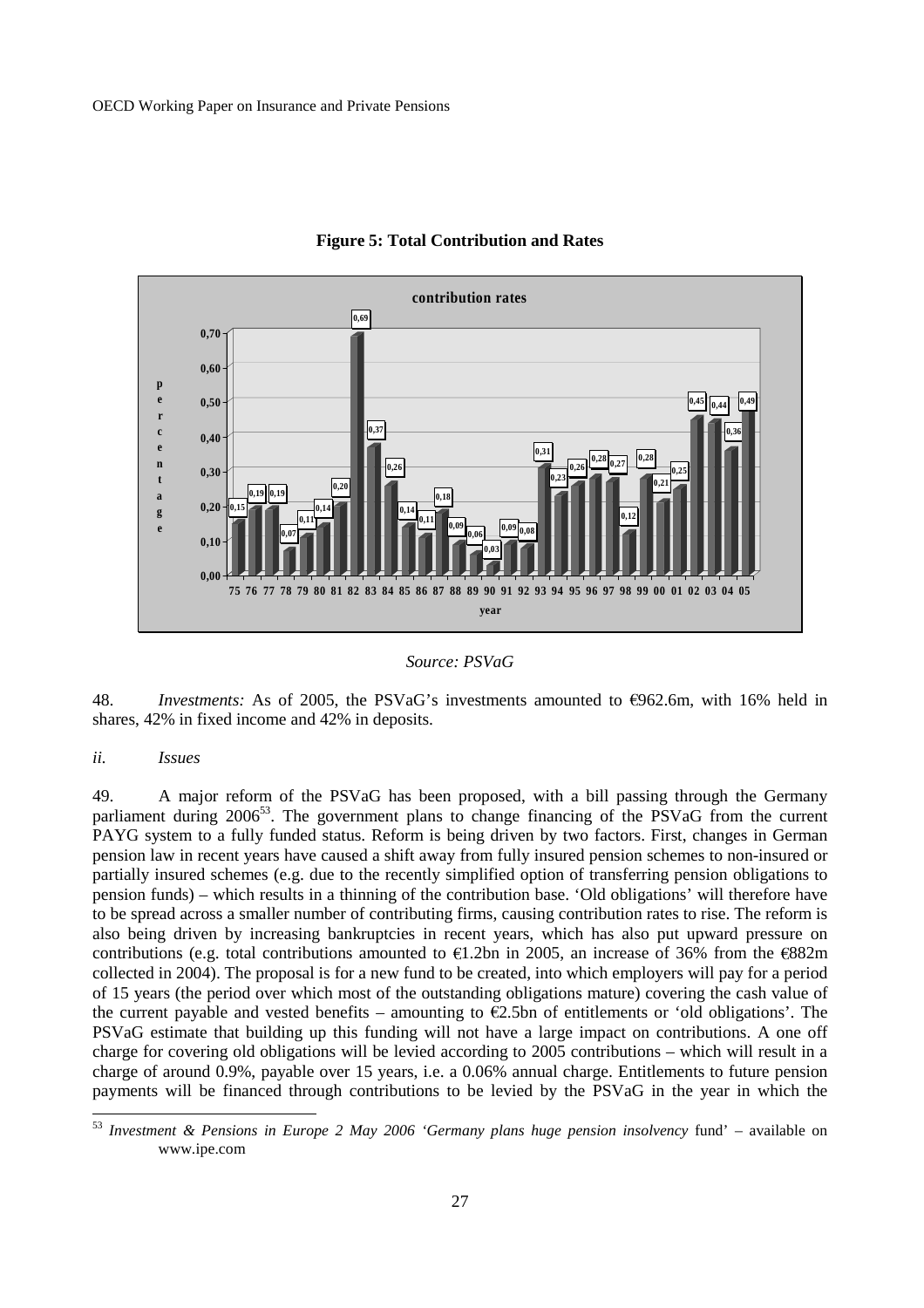**Figure 5: Total Contribution and Rates**

*Source: PSVaG*

48. *Investments:* As of 2005, the PSVaG's investments amounted to €962.6m, with 16% held in shares, 42% in fixed income and 42% in deposits.

*ii. Issues*

49. A major reform of the PSVaG has been proposed, with a bill passing through the Germany parliament during 2006[53]. The government plans to change financing of the PSVaG from the current PAYG system to a fully funded status. Reform is being driven by two factors. First, changes in German pension law in recent years have caused a shift away from fully insured pension schemes to non-insured or partially insured schemes (e.g. due to the recently simplified option of transferring pension obligations to pension funds) – which results in a thinning of the contribution base. 'Old obligations' will therefore have to be spread across a smaller number of contributing firms, causing contribution rates to rise. The reform is also being driven by increasing bankruptcies in recent years, which has also put upward pressure on contributions (e.g. total contributions amounted to €1.2bn in 2005, an increase of 36% from the €882m collected in 2004). The proposal is for a new fund to be created, into which employers will pay for a period of 15 years (the period over which most of the outstanding obligations mature) covering the cash value of the current payable and vested benefits – amounting to €2.5bn of entitlements or 'old obligations'. The PSVaG estimate that building up this funding will not have a large impact on contributions. A one off charge for covering old obligations will be levied according to 2005 contributions – which will result in a charge of around 0.9%, payable over 15 years, i.e. a 0.06% annual charge. Entitlements to future pension payments will be financed through contributions to be levied by the PSVaG in the year in which the

[53] *Investment & Pensions in Europe 2 May 2006 'Germany plans huge pension insolvency* fund' – available on www.ipe.com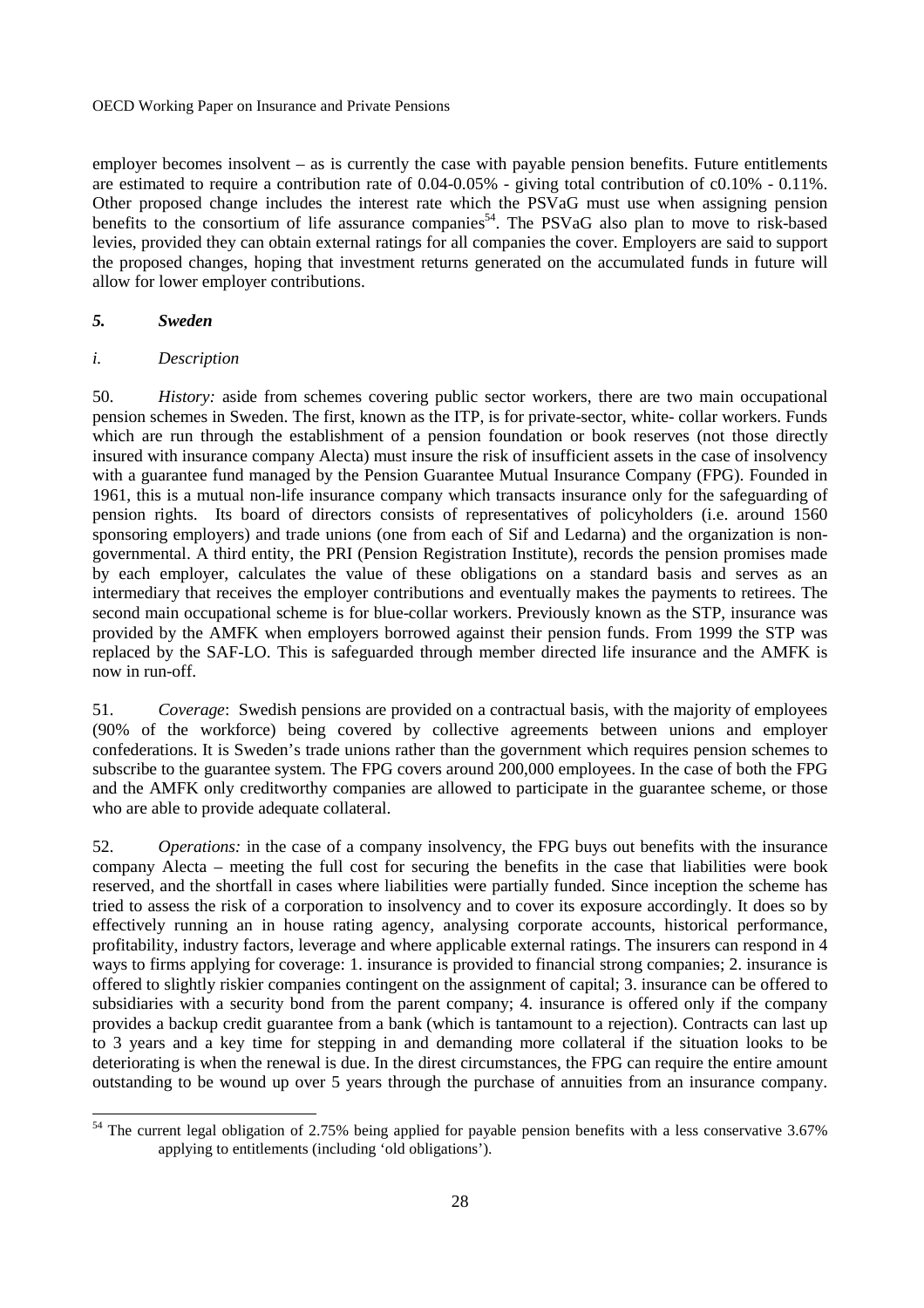employer becomes insolvent – as is currently the case with payable pension benefits. Future entitlements are estimated to require a contribution rate of 0.04-0.05% - giving total contribution of c0.10% - 0.11%. Other proposed change includes the interest rate which the PSVaG must use when assigning pension benefits to the consortium of life assurance companies[54]. The PSVaG also plan to move to risk-based levies, provided they can obtain external ratings for all companies the cover. Employers are said to support the proposed changes, hoping that investment returns generated on the accumulated funds in future will allow for lower employer contributions.

### *5. Sweden*

#### *i. Description*

50. *History:* aside from schemes covering public sector workers, there are two main occupational pension schemes in Sweden. The first, known as the ITP, is for private-sector, white- collar workers. Funds which are run through the establishment of a pension foundation or book reserves (not those directly insured with insurance company Alecta) must insure the risk of insufficient assets in the case of insolvency with a guarantee fund managed by the Pension Guarantee Mutual Insurance Company (FPG). Founded in 1961, this is a mutual non-life insurance company which transacts insurance only for the safeguarding of pension rights. Its board of directors consists of representatives of policyholders (i.e. around 1560 sponsoring employers) and trade unions (one from each of Sif and Ledarna) and the organization is non-governmental. A third entity, the PRI (Pension Registration Institute), records the pension promises made by each employer, calculates the value of these obligations on a standard basis and serves as an intermediary that receives the employer contributions and eventually makes the payments to retirees. The second main occupational scheme is for blue-collar workers. Previously known as the STP, insurance was provided by the AMFK when employers borrowed against their pension funds. From 1999 the STP was replaced by the SAF-LO. This is safeguarded through member directed life insurance and the AMFK is now in run-off.

51. *Coverage*: Swedish pensions are provided on a contractual basis, with the majority of employees (90% of the workforce) being covered by collective agreements between unions and employer confederations. It is Sweden's trade unions rather than the government which requires pension schemes to subscribe to the guarantee system. The FPG covers around 200,000 employees. In the case of both the FPG and the AMFK only creditworthy companies are allowed to participate in the guarantee scheme, or those who are able to provide adequate collateral.

52. *Operations:* in the case of a company insolvency, the FPG buys out benefits with the insurance company Alecta – meeting the full cost for securing the benefits in the case that liabilities were book reserved, and the shortfall in cases where liabilities were partially funded. Since inception the scheme has tried to assess the risk of a corporation to insolvency and to cover its exposure accordingly. It does so by effectively running an in house rating agency, analysing corporate accounts, historical performance, profitability, industry factors, leverage and where applicable external ratings. The insurers can respond in 4 ways to firms applying for coverage: 1. insurance is provided to financial strong companies; 2. insurance is offered to slightly riskier companies contingent on the assignment of capital; 3. insurance can be offered to subsidiaries with a security bond from the parent company; 4. insurance is offered only if the company provides a backup credit guarantee from a bank (which is tantamount to a rejection). Contracts can last up to 3 years and a key time for stepping in and demanding more collateral if the situation looks to be deteriorating is when the renewal is due. In the direst circumstances, the FPG can require the entire amount outstanding to be wound up over 5 years through the purchase of annuities from an insurance company.

---

[54] The current legal obligation of 2.75% being applied for payable pension benefits with a less conservative 3.67% applying to entitlements (including 'old obligations').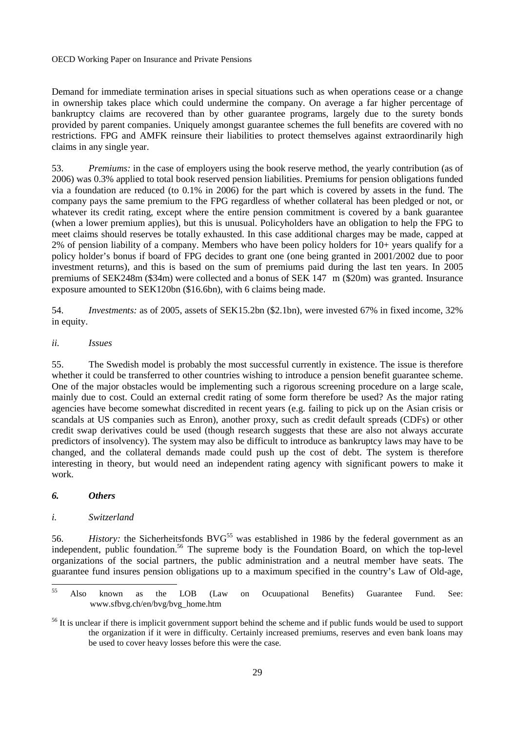Demand for immediate termination arises in special situations such as when operations cease or a change in ownership takes place which could undermine the company. On average a far higher percentage of bankruptcy claims are recovered than by other guarantee programs, largely due to the surety bonds provided by parent companies. Uniquely amongst guarantee schemes the full benefits are covered with no restrictions. FPG and AMFK reinsure their liabilities to protect themselves against extraordinarily high claims in any single year.

53. *Premiums:* in the case of employers using the book reserve method, the yearly contribution (as of 2006) was 0.3% applied to total book reserved pension liabilities. Premiums for pension obligations funded via a foundation are reduced (to 0.1% in 2006) for the part which is covered by assets in the fund. The company pays the same premium to the FPG regardless of whether collateral has been pledged or not, or whatever its credit rating, except where the entire pension commitment is covered by a bank guarantee (when a lower premium applies), but this is unusual. Policyholders have an obligation to help the FPG to meet claims should reserves be totally exhausted. In this case additional charges may be made, capped at 2% of pension liability of a company. Members who have been policy holders for 10+ years qualify for a policy holder's bonus if board of FPG decides to grant one (one being granted in 2001/2002 due to poor investment returns), and this is based on the sum of premiums paid during the last ten years. In 2005 premiums of SEK248m ($34m) were collected and a bonus of SEK 147 m ($20m) was granted. Insurance exposure amounted to SEK120bn ($16.6bn), with 6 claims being made.

54. *Investments:* as of 2005, assets of SEK15.2bn ($2.1bn), were invested 67% in fixed income, 32% in equity.

*ii. Issues*

55. The Swedish model is probably the most successful currently in existence. The issue is therefore whether it could be transferred to other countries wishing to introduce a pension benefit guarantee scheme. One of the major obstacles would be implementing such a rigorous screening procedure on a large scale, mainly due to cost. Could an external credit rating of some form therefore be used? As the major rating agencies have become somewhat discredited in recent years (e.g. failing to pick up on the Asian crisis or scandals at US companies such as Enron), another proxy, such as credit default spreads (CDFs) or other credit swap derivatives could be used (though research suggests that these are also not always accurate predictors of insolvency). The system may also be difficult to introduce as bankruptcy laws may have to be changed, and the collateral demands made could push up the cost of debt. The system is therefore interesting in theory, but would need an independent rating agency with significant powers to make it work.

### *6. Others*

*i. Switzerland*

56. *History:* the Sicherheitsfonds BVG[55] was established in 1986 by the federal government as an independent, public foundation.[56] The supreme body is the Foundation Board, on which the top-level organizations of the social partners, the public administration and a neutral member have seats. The guarantee fund insures pension obligations up to a maximum specified in the country's Law of Old-age,

---

[55] Also known as the LOB (Law on Ocuupational Benefits) Guarantee Fund. See: www.sfbvg.ch/en/bvg/bvg_home.htm

[56] It is unclear if there is implicit government support behind the scheme and if public funds would be used to support the organization if it were in difficulty. Certainly increased premiums, reserves and even bank loans may be used to cover heavy losses before this were the case.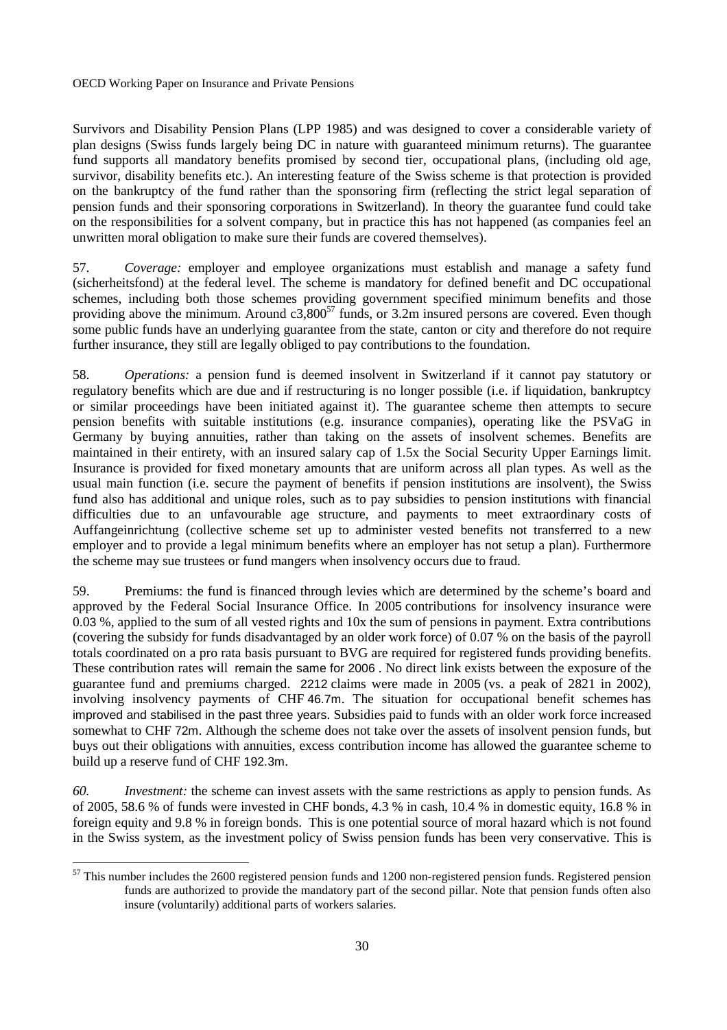Survivors and Disability Pension Plans (LPP 1985) and was designed to cover a considerable variety of plan designs (Swiss funds largely being DC in nature with guaranteed minimum returns). The guarantee fund supports all mandatory benefits promised by second tier, occupational plans, (including old age, survivor, disability benefits etc.). An interesting feature of the Swiss scheme is that protection is provided on the bankruptcy of the fund rather than the sponsoring firm (reflecting the strict legal separation of pension funds and their sponsoring corporations in Switzerland). In theory the guarantee fund could take on the responsibilities for a solvent company, but in practice this has not happened (as companies feel an unwritten moral obligation to make sure their funds are covered themselves).

57. *Coverage:* employer and employee organizations must establish and manage a safety fund (sicherheitsfond) at the federal level. The scheme is mandatory for defined benefit and DC occupational schemes, including both those schemes providing government specified minimum benefits and those providing above the minimum. Around c3,800[57] funds, or 3.2m insured persons are covered. Even though some public funds have an underlying guarantee from the state, canton or city and therefore do not require further insurance, they still are legally obliged to pay contributions to the foundation.

58. *Operations:* a pension fund is deemed insolvent in Switzerland if it cannot pay statutory or regulatory benefits which are due and if restructuring is no longer possible (i.e. if liquidation, bankruptcy or similar proceedings have been initiated against it). The guarantee scheme then attempts to secure pension benefits with suitable institutions (e.g. insurance companies), operating like the PSVaG in Germany by buying annuities, rather than taking on the assets of insolvent schemes. Benefits are maintained in their entirety, with an insured salary cap of 1.5x the Social Security Upper Earnings limit. Insurance is provided for fixed monetary amounts that are uniform across all plan types. As well as the usual main function (i.e. secure the payment of benefits if pension institutions are insolvent), the Swiss fund also has additional and unique roles, such as to pay subsidies to pension institutions with financial difficulties due to an unfavourable age structure, and payments to meet extraordinary costs of Auffangeinrichtung (collective scheme set up to administer vested benefits not transferred to a new employer and to provide a legal minimum benefits where an employer has not setup a plan). Furthermore the scheme may sue trustees or fund mangers when insolvency occurs due to fraud.

59. Premiums: the fund is financed through levies which are determined by the scheme's board and approved by the Federal Social Insurance Office. In 2005 contributions for insolvency insurance were 0.03 %, applied to the sum of all vested rights and 10x the sum of pensions in payment. Extra contributions (covering the subsidy for funds disadvantaged by an older work force) of 0.07 % on the basis of the payroll totals coordinated on a pro rata basis pursuant to BVG are required for registered funds providing benefits. These contribution rates will remain the same for 2006 . No direct link exists between the exposure of the guarantee fund and premiums charged. 2212 claims were made in 2005 (vs. a peak of 2821 in 2002), involving insolvency payments of CHF 46.7m. The situation for occupational benefit schemes has improved and stabilised in the past three years. Subsidies paid to funds with an older work force increased somewhat to CHF 72m. Although the scheme does not take over the assets of insolvent pension funds, but buys out their obligations with annuities, excess contribution income has allowed the guarantee scheme to build up a reserve fund of CHF 192.3m.

*60. Investment:* the scheme can invest assets with the same restrictions as apply to pension funds. As of 2005, 58.6 % of funds were invested in CHF bonds, 4.3 % in cash, 10.4 % in domestic equity, 16.8 % in foreign equity and 9.8 % in foreign bonds. This is one potential source of moral hazard which is not found in the Swiss system, as the investment policy of Swiss pension funds has been very conservative. This is

[57] This number includes the 2600 registered pension funds and 1200 non-registered pension funds. Registered pension funds are authorized to provide the mandatory part of the second pillar. Note that pension funds often also insure (voluntarily) additional parts of workers salaries.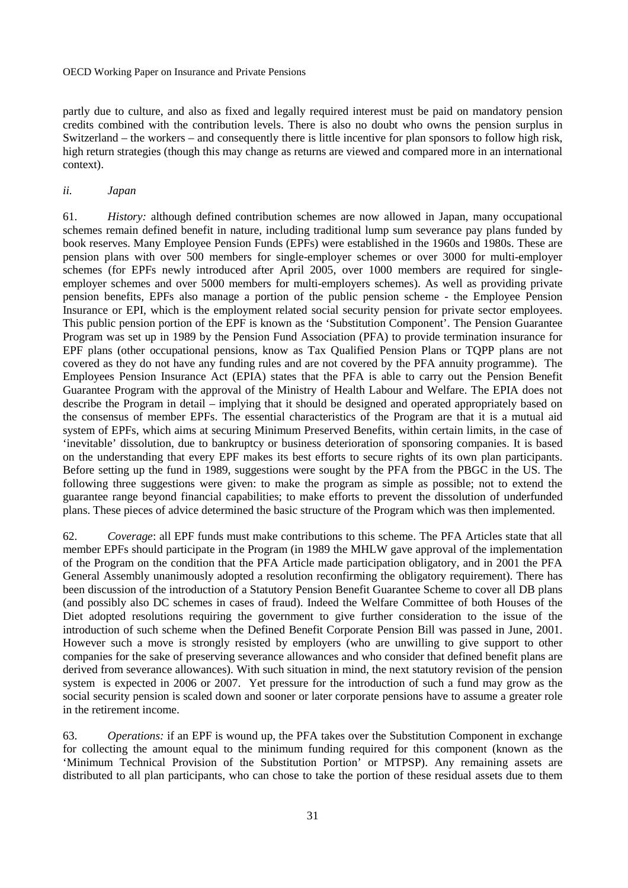partly due to culture, and also as fixed and legally required interest must be paid on mandatory pension credits combined with the contribution levels. There is also no doubt who owns the pension surplus in Switzerland – the workers – and consequently there is little incentive for plan sponsors to follow high risk, high return strategies (though this may change as returns are viewed and compared more in an international context).

*ii. Japan*

61. *History:* although defined contribution schemes are now allowed in Japan, many occupational schemes remain defined benefit in nature, including traditional lump sum severance pay plans funded by book reserves. Many Employee Pension Funds (EPFs) were established in the 1960s and 1980s. These are pension plans with over 500 members for single-employer schemes or over 3000 for multi-employer schemes (for EPFs newly introduced after April 2005, over 1000 members are required for single-employer schemes and over 5000 members for multi-employers schemes). As well as providing private pension benefits, EPFs also manage a portion of the public pension scheme - the Employee Pension Insurance or EPI, which is the employment related social security pension for private sector employees. This public pension portion of the EPF is known as the 'Substitution Component'. The Pension Guarantee Program was set up in 1989 by the Pension Fund Association (PFA) to provide termination insurance for EPF plans (other occupational pensions, know as Tax Qualified Pension Plans or TQPP plans are not covered as they do not have any funding rules and are not covered by the PFA annuity programme). The Employees Pension Insurance Act (EPIA) states that the PFA is able to carry out the Pension Benefit Guarantee Program with the approval of the Ministry of Health Labour and Welfare. The EPIA does not describe the Program in detail – implying that it should be designed and operated appropriately based on the consensus of member EPFs. The essential characteristics of the Program are that it is a mutual aid system of EPFs, which aims at securing Minimum Preserved Benefits, within certain limits, in the case of 'inevitable' dissolution, due to bankruptcy or business deterioration of sponsoring companies. It is based on the understanding that every EPF makes its best efforts to secure rights of its own plan participants. Before setting up the fund in 1989, suggestions were sought by the PFA from the PBGC in the US. The following three suggestions were given: to make the program as simple as possible; not to extend the guarantee range beyond financial capabilities; to make efforts to prevent the dissolution of underfunded plans. These pieces of advice determined the basic structure of the Program which was then implemented.

62. *Coverage*: all EPF funds must make contributions to this scheme. The PFA Articles state that all member EPFs should participate in the Program (in 1989 the MHLW gave approval of the implementation of the Program on the condition that the PFA Article made participation obligatory, and in 2001 the PFA General Assembly unanimously adopted a resolution reconfirming the obligatory requirement). There has been discussion of the introduction of a Statutory Pension Benefit Guarantee Scheme to cover all DB plans (and possibly also DC schemes in cases of fraud). Indeed the Welfare Committee of both Houses of the Diet adopted resolutions requiring the government to give further consideration to the issue of the introduction of such scheme when the Defined Benefit Corporate Pension Bill was passed in June, 2001. However such a move is strongly resisted by employers (who are unwilling to give support to other companies for the sake of preserving severance allowances and who consider that defined benefit plans are derived from severance allowances). With such situation in mind, the next statutory revision of the pension system is expected in 2006 or 2007. Yet pressure for the introduction of such a fund may grow as the social security pension is scaled down and sooner or later corporate pensions have to assume a greater role in the retirement income.

63. *Operations:* if an EPF is wound up, the PFA takes over the Substitution Component in exchange for collecting the amount equal to the minimum funding required for this component (known as the 'Minimum Technical Provision of the Substitution Portion' or MTPSP). Any remaining assets are distributed to all plan participants, who can chose to take the portion of these residual assets due to them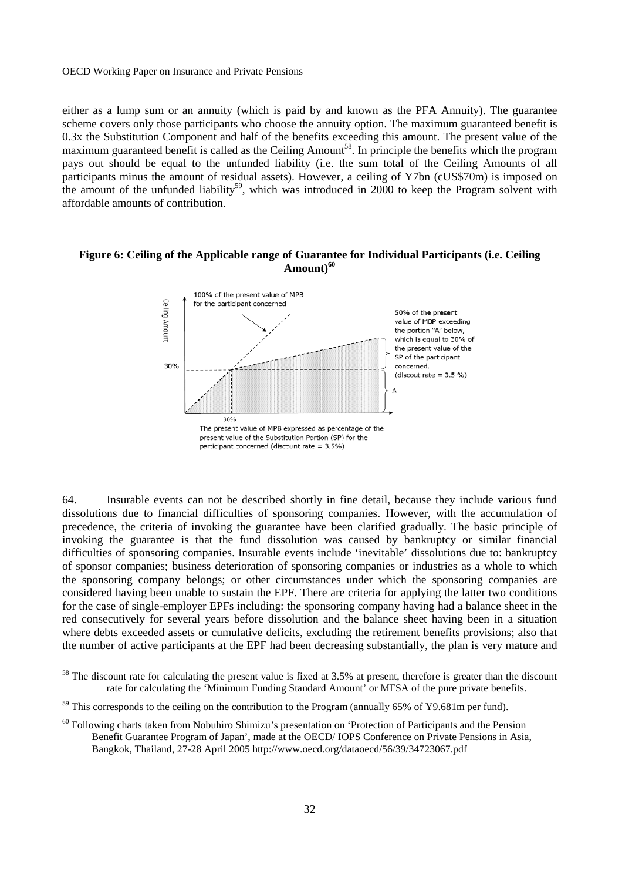either as a lump sum or an annuity (which is paid by and known as the PFA Annuity). The guarantee scheme covers only those participants who choose the annuity option. The maximum guaranteed benefit is 0.3x the Substitution Component and half of the benefits exceeding this amount. The present value of the maximum guaranteed benefit is called as the Ceiling Amount[58]. In principle the benefits which the program pays out should be equal to the unfunded liability (i.e. the sum total of the Ceiling Amounts of all participants minus the amount of residual assets). However, a ceiling of Y7bn (cUS$70m) is imposed on the amount of the unfunded liability[59], which was introduced in 2000 to keep the Program solvent with affordable amounts of contribution.

**Figure 6: Ceiling of the Applicable range of Guarantee for Individual Participants (i.e. Ceiling Amount)[60]**

64. Insurable events can not be described shortly in fine detail, because they include various fund dissolutions due to financial difficulties of sponsoring companies. However, with the accumulation of precedence, the criteria of invoking the guarantee have been clarified gradually. The basic principle of invoking the guarantee is that the fund dissolution was caused by bankruptcy or similar financial difficulties of sponsoring companies. Insurable events include 'inevitable' dissolutions due to: bankruptcy of sponsor companies; business deterioration of sponsoring companies or industries as a whole to which the sponsoring company belongs; or other circumstances under which the sponsoring companies are considered having been unable to sustain the EPF. There are criteria for applying the latter two conditions for the case of single-employer EPFs including: the sponsoring company having had a balance sheet in the red consecutively for several years before dissolution and the balance sheet having been in a situation where debts exceeded assets or cumulative deficits, excluding the retirement benefits provisions; also that the number of active participants at the EPF had been decreasing substantially, the plan is very mature and

[58] The discount rate for calculating the present value is fixed at 3.5% at present, therefore is greater than the discount rate for calculating the 'Minimum Funding Standard Amount' or MFSA of the pure private benefits.

[59] This corresponds to the ceiling on the contribution to the Program (annually 65% of Y9.681m per fund).

[60] Following charts taken from Nobuhiro Shimizu's presentation on 'Protection of Participants and the Pension Benefit Guarantee Program of Japan', made at the OECD/ IOPS Conference on Private Pensions in Asia, Bangkok, Thailand, 27-28 April 2005 http://www.oecd.org/dataoecd/56/39/34723067.pdf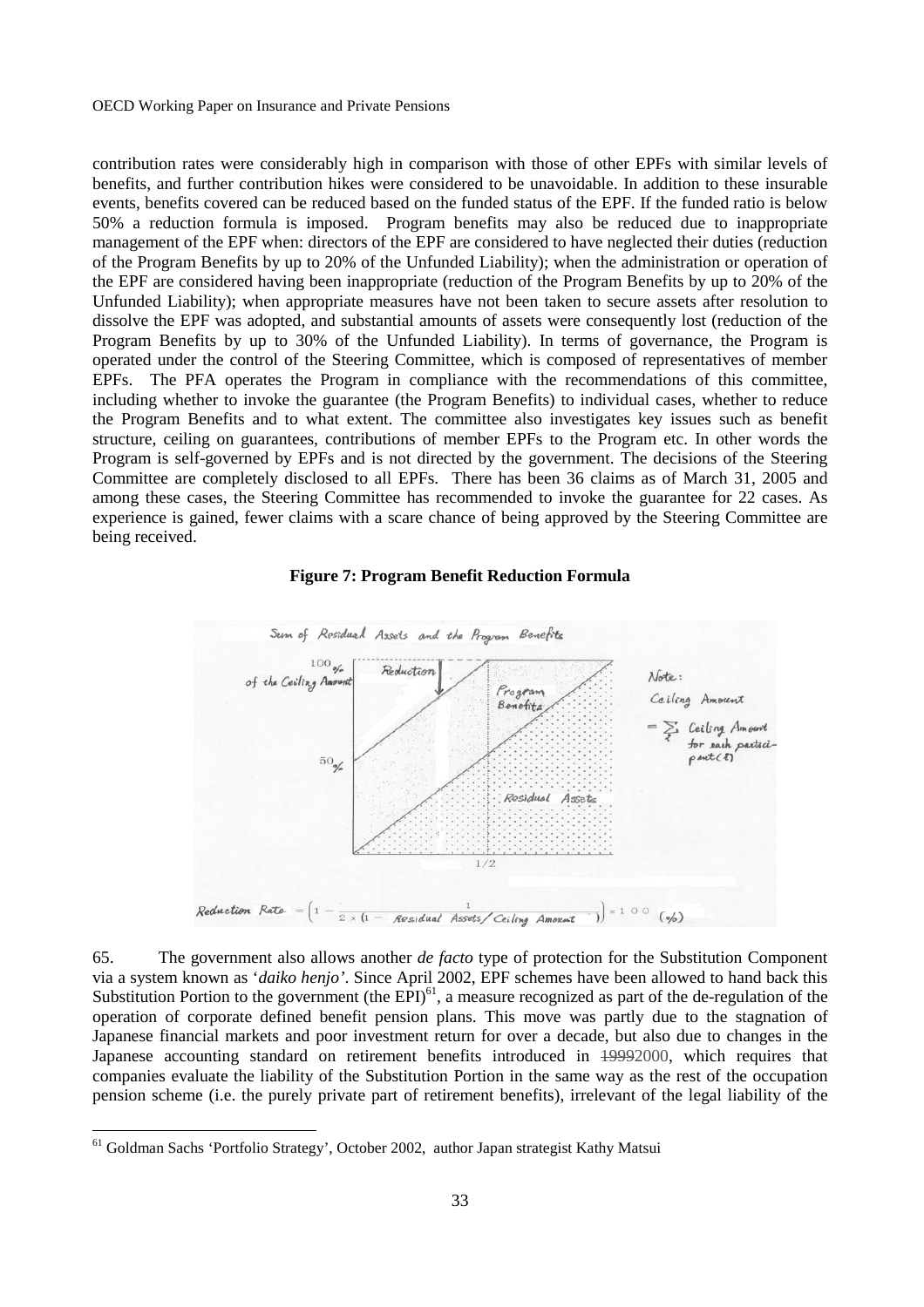contribution rates were considerably high in comparison with those of other EPFs with similar levels of benefits, and further contribution hikes were considered to be unavoidable. In addition to these insurable events, benefits covered can be reduced based on the funded status of the EPF. If the funded ratio is below 50% a reduction formula is imposed. Program benefits may also be reduced due to inappropriate management of the EPF when: directors of the EPF are considered to have neglected their duties (reduction of the Program Benefits by up to 20% of the Unfunded Liability); when the administration or operation of the EPF are considered having been inappropriate (reduction of the Program Benefits by up to 20% of the Unfunded Liability); when appropriate measures have not been taken to secure assets after resolution to dissolve the EPF was adopted, and substantial amounts of assets were consequently lost (reduction of the Program Benefits by up to 30% of the Unfunded Liability). In terms of governance, the Program is operated under the control of the Steering Committee, which is composed of representatives of member EPFs. The PFA operates the Program in compliance with the recommendations of this committee, including whether to invoke the guarantee (the Program Benefits) to individual cases, whether to reduce the Program Benefits and to what extent. The committee also investigates key issues such as benefit structure, ceiling on guarantees, contributions of member EPFs to the Program etc. In other words the Program is self-governed by EPFs and is not directed by the government. The decisions of the Steering Committee are completely disclosed to all EPFs. There has been 36 claims as of March 31, 2005 and among these cases, the Steering Committee has recommended to invoke the guarantee for 22 cases. As experience is gained, fewer claims with a scare chance of being approved by the Steering Committee are being received.

**Figure 7: Program Benefit Reduction Formula**

Sum of Residual Assets and the Program Benefits

100% of the Ceiling Amount — Reduction — Program Benefits — 50% — Residual Assets — 1/2

Note: Ceiling Amount $= \sum_i$ Ceiling Amount for each participant $(i)$

$$\text{Reduction Rate} = \left(1 - \frac{1}{2 \times (1 - \text{Residual Assets}/\text{Ceiling Amount})}\right) \times 100 \ (\%)$$

65. The government also allows another *de facto* type of protection for the Substitution Component via a system known as '*daiko henjo*'. Since April 2002, EPF schemes have been allowed to hand back this Substitution Portion to the government (the EPI)[61], a measure recognized as part of the de-regulation of the operation of corporate defined benefit pension plans. This move was partly due to the stagnation of Japanese financial markets and poor investment return for over a decade, but also due to changes in the Japanese accounting standard on retirement benefits introduced in ~~1999~~2000, which requires that companies evaluate the liability of the Substitution Portion in the same way as the rest of the occupation pension scheme (i.e. the purely private part of retirement benefits), irrelevant of the legal liability of the

[61] Goldman Sachs 'Portfolio Strategy', October 2002, author Japan strategist Kathy Matsui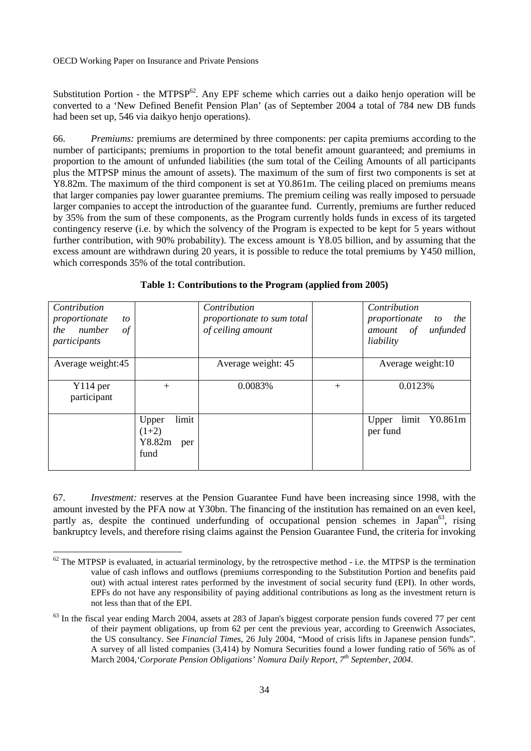Substitution Portion - the MTPSP[62]. Any EPF scheme which carries out a daiko henjo operation will be converted to a 'New Defined Benefit Pension Plan' (as of September 2004 a total of 784 new DB funds had been set up, 546 via daikyo henjo operations).

66. *Premiums:* premiums are determined by three components: per capita premiums according to the number of participants; premiums in proportion to the total benefit amount guaranteed; and premiums in proportion to the amount of unfunded liabilities (the sum total of the Ceiling Amounts of all participants plus the MTPSP minus the amount of assets). The maximum of the sum of first two components is set at Y8.82m. The maximum of the third component is set at Y0.861m. The ceiling placed on premiums means that larger companies pay lower guarantee premiums. The premium ceiling was really imposed to persuade larger companies to accept the introduction of the guarantee fund. Currently, premiums are further reduced by 35% from the sum of these components, as the Program currently holds funds in excess of its targeted contingency reserve (i.e. by which the solvency of the Program is expected to be kept for 5 years without further contribution, with 90% probability). The excess amount is Y8.05 billion, and by assuming that the excess amount are withdrawn during 20 years, it is possible to reduce the total premiums by Y450 million, which corresponds 35% of the total contribution.

**Table 1: Contributions to the Program (applied from 2005)**

| *Contribution proportionate to the number of participants* | | *Contribution proportionate to sum total of ceiling amount* | | *Contribution proportionate to the amount of unfunded liability* |
|---|---|---|---|---|
| Average weight:45 | | Average weight: 45 | | Average weight:10 |
| Y114 per participant | + | 0.0083% | + | 0.0123% |
| | Upper limit (1+2) Y8.82m per fund | | | Upper limit Y0.861m per fund |

67. *Investment:* reserves at the Pension Guarantee Fund have been increasing since 1998, with the amount invested by the PFA now at Y30bn. The financing of the institution has remained on an even keel, partly as, despite the continued underfunding of occupational pension schemes in Japan[63], rising bankruptcy levels, and therefore rising claims against the Pension Guarantee Fund, the criteria for invoking

---

[62] The MTPSP is evaluated, in actuarial terminology, by the retrospective method - i.e. the MTPSP is the termination value of cash inflows and outflows (premiums corresponding to the Substitution Portion and benefits paid out) with actual interest rates performed by the investment of social security fund (EPI). In other words, EPFs do not have any responsibility of paying additional contributions as long as the investment return is not less than that of the EPI.

[63] In the fiscal year ending March 2004, assets at 283 of Japan's biggest corporate pension funds covered 77 per cent of their payment obligations, up from 62 per cent the previous year, according to Greenwich Associates, the US consultancy. See *Financial Times*, 26 July 2004, "Mood of crisis lifts in Japanese pension funds". A survey of all listed companies (3,414) by Nomura Securities found a lower funding ratio of 56% as of March 2004,*'Corporate Pension Obligations' Nomura Daily Report, 7th September, 2004*.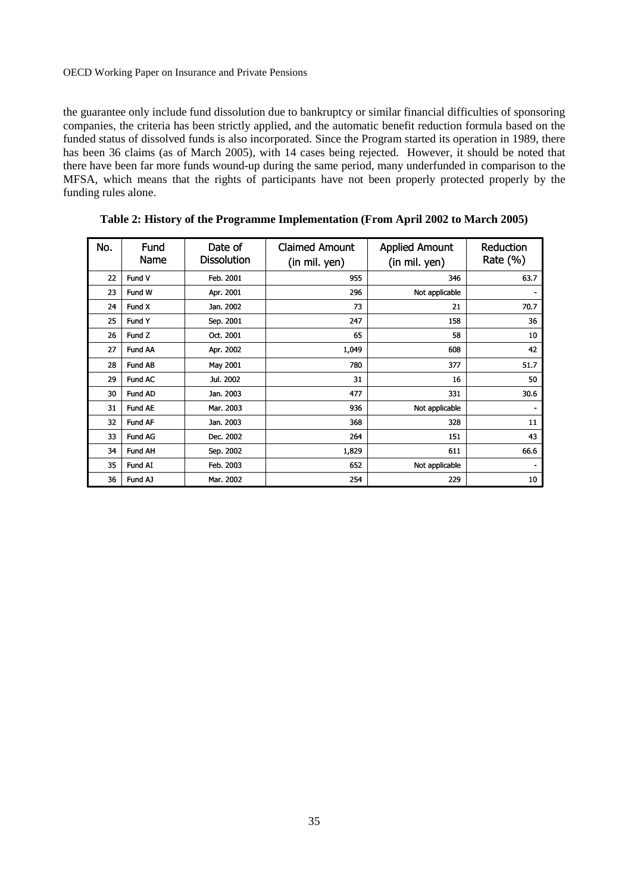the guarantee only include fund dissolution due to bankruptcy or similar financial difficulties of sponsoring companies, the criteria has been strictly applied, and the automatic benefit reduction formula based on the funded status of dissolved funds is also incorporated. Since the Program started its operation in 1989, there has been 36 claims (as of March 2005), with 14 cases being rejected. However, it should be noted that there have been far more funds wound-up during the same period, many underfunded in comparison to the MFSA, which means that the rights of participants have not been properly protected properly by the funding rules alone.

**Table 2: History of the Programme Implementation (From April 2002 to March 2005)**

| No. | Fund Name | Date of Dissolution | Claimed Amount (in mil. yen) | Applied Amount (in mil. yen) | Reduction Rate (%) |
|---|---|---|---|---|---|
| 22 | Fund V | Feb. 2001 | 955 | 346 | 63.7 |
| 23 | Fund W | Apr. 2001 | 296 | Not applicable | - |
| 24 | Fund X | Jan. 2002 | 73 | 21 | 70.7 |
| 25 | Fund Y | Sep. 2001 | 247 | 158 | 36 |
| 26 | Fund Z | Oct. 2001 | 65 | 58 | 10 |
| 27 | Fund AA | Apr. 2002 | 1,049 | 608 | 42 |
| 28 | Fund AB | May 2001 | 780 | 377 | 51.7 |
| 29 | Fund AC | Jul. 2002 | 31 | 16 | 50 |
| 30 | Fund AD | Jan. 2003 | 477 | 331 | 30.6 |
| 31 | Fund AE | Mar. 2003 | 936 | Not applicable | - |
| 32 | Fund AF | Jan. 2003 | 368 | 328 | 11 |
| 33 | Fund AG | Dec. 2002 | 264 | 151 | 43 |
| 34 | Fund AH | Sep. 2002 | 1,829 | 611 | 66.6 |
| 35 | Fund AI | Feb. 2003 | 652 | Not applicable | - |
| 36 | Fund AJ | Mar. 2002 | 254 | 229 | 10 |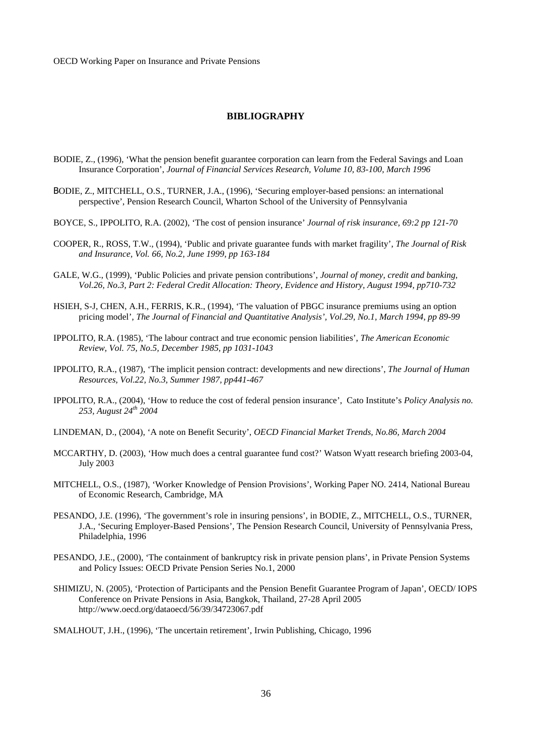# BIBLIOGRAPHY

BODIE, Z., (1996), 'What the pension benefit guarantee corporation can learn from the Federal Savings and Loan Insurance Corporation', *Journal of Financial Services Research, Volume 10, 83-100, March 1996*

BODIE, Z., MITCHELL, O.S., TURNER, J.A., (1996), 'Securing employer-based pensions: an international perspective', Pension Research Council, Wharton School of the University of Pennsylvania

BOYCE, S., IPPOLITO, R.A. (2002), 'The cost of pension insurance' *Journal of risk insurance, 69:2 pp 121-70*

COOPER, R., ROSS, T.W., (1994), 'Public and private guarantee funds with market fragility', *The Journal of Risk and Insurance, Vol. 66, No.2, June 1999, pp 163-184*

GALE, W.G., (1999), 'Public Policies and private pension contributions', *Journal of money, credit and banking, Vol.26, No.3, Part 2: Federal Credit Allocation: Theory, Evidence and History, August 1994, pp710-732*

HSIEH, S-J, CHEN, A.H., FERRIS, K.R., (1994), 'The valuation of PBGC insurance premiums using an option pricing model', *The Journal of Financial and Quantitative Analysis', Vol.29, No.1, March 1994, pp 89-99*

IPPOLITO, R.A. (1985), 'The labour contract and true economic pension liabilities', *The American Economic Review, Vol. 75, No.5, December 1985, pp 1031-1043*

IPPOLITO, R.A., (1987), 'The implicit pension contract: developments and new directions', *The Journal of Human Resources, Vol.22, No.3, Summer 1987, pp441-467*

IPPOLITO, R.A., (2004), 'How to reduce the cost of federal pension insurance', Cato Institute's *Policy Analysis no. 253, August 24th 2004*

LINDEMAN, D., (2004), 'A note on Benefit Security', *OECD Financial Market Trends, No.86, March 2004*

MCCARTHY, D. (2003), 'How much does a central guarantee fund cost?' Watson Wyatt research briefing 2003-04, July 2003

MITCHELL, O.S., (1987), 'Worker Knowledge of Pension Provisions', Working Paper NO. 2414, National Bureau of Economic Research, Cambridge, MA

PESANDO, J.E. (1996), 'The government's role in insuring pensions', in BODIE, Z., MITCHELL, O.S., TURNER, J.A., 'Securing Employer-Based Pensions', The Pension Research Council, University of Pennsylvania Press, Philadelphia, 1996

PESANDO, J.E., (2000), 'The containment of bankruptcy risk in private pension plans', in Private Pension Systems and Policy Issues: OECD Private Pension Series No.1, 2000

SHIMIZU, N. (2005), 'Protection of Participants and the Pension Benefit Guarantee Program of Japan', OECD/ IOPS Conference on Private Pensions in Asia, Bangkok, Thailand, 27-28 April 2005 http://www.oecd.org/dataoecd/56/39/34723067.pdf

SMALHOUT, J.H., (1996), 'The uncertain retirement', Irwin Publishing, Chicago, 1996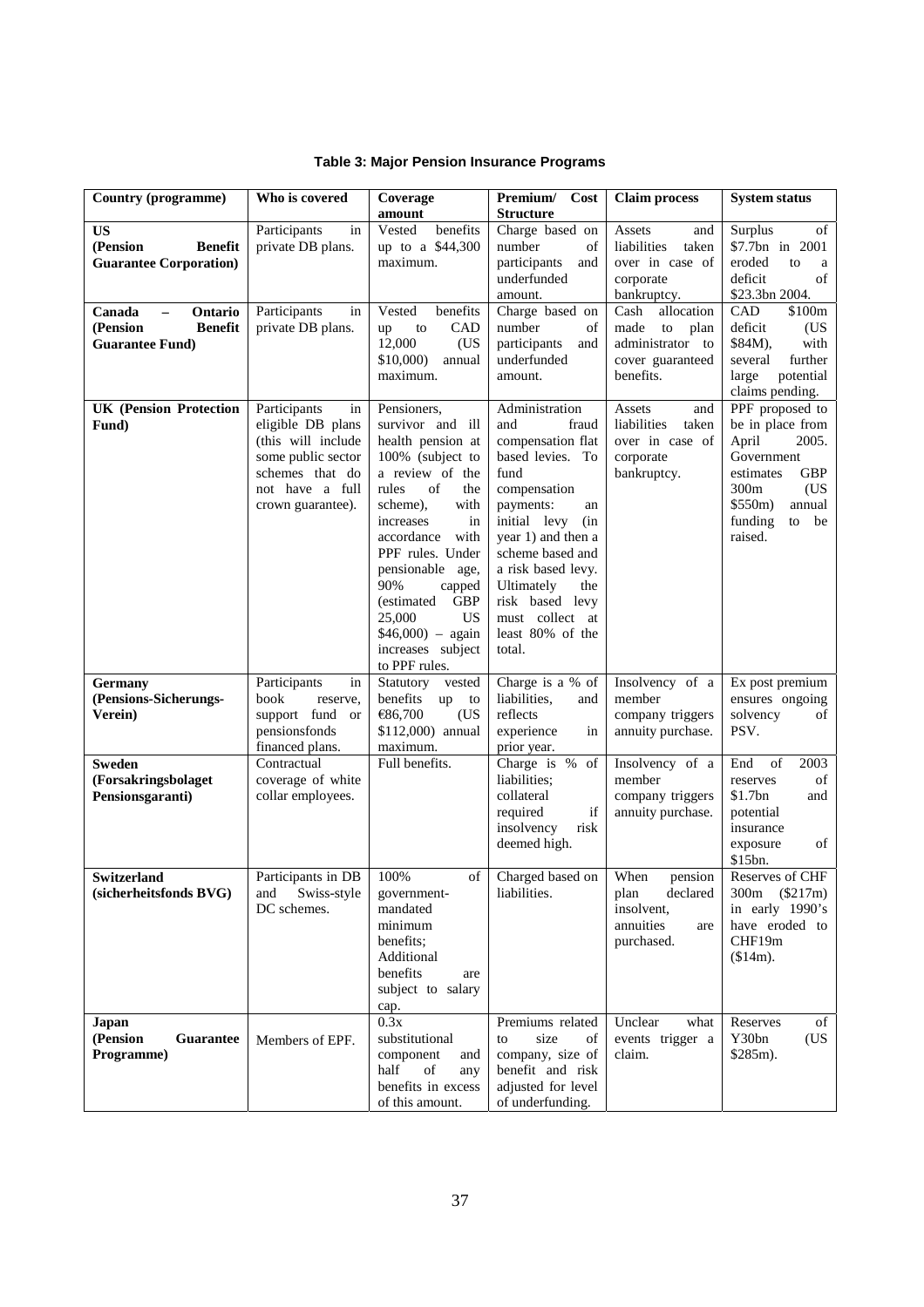**Table 3: Major Pension Insurance Programs**

| Country (programme) | Who is covered | Coverage amount | Premium/ Cost Structure | Claim process | System status |
|---|---|---|---|---|---|
| **US (Pension Benefit Guarantee Corporation)** | Participants in private DB plans. | Vested benefits up to a $44,300 maximum. | Charge based on number of participants and underfunded amount. | Assets and liabilities taken over in case of corporate bankruptcy. | Surplus of $7.7bn in 2001 eroded to a deficit of $23.3bn 2004. |
| **Canada – Ontario (Pension Benefit Guarantee Fund)** | Participants in private DB plans. | Vested benefits up to CAD 12,000 (US $10,000) annual maximum. | Charge based on number of participants and underfunded amount. | Cash allocation made to plan administrator to cover guaranteed benefits. | CAD $100m deficit (US $84M), with several further large potential claims pending. |
| **UK (Pension Protection Fund)** | Participants in eligible DB plans (this will include some public sector schemes that do not have a full crown guarantee). | Pensioners, survivor and ill health pension at 100% (subject to a review of the rules of the scheme), with increases in accordance with PPF rules. Under pensionable age, 90% capped (estimated GBP 25,000 US $46,000) – again increases subject to PPF rules. | Administration and fraud compensation flat based levies. To fund compensation payments: an initial levy (in year 1) and then a scheme based and a risk based levy. Ultimately the risk based levy must collect at least 80% of the total. | Assets and liabilities taken over in case of corporate bankruptcy. | PPF proposed to be in place from April 2005. Government estimates GBP 300m (US $550m) annual funding to be raised. |
| **Germany (Pensions-Sicherungs-Verein)** | Participants in book reserve, support fund or pensionsfonds financed plans. | Statutory vested benefits up to €86,700 (US $112,000) annual maximum. | Charge is a % of liabilities, and reflects experience in prior year. | Insolvency of a member company triggers annuity purchase. | Ex post premium ensures ongoing solvency of PSV. |
| **Sweden (Forsakringsbolaget Pensionsgaranti)** | Contractual coverage of white collar employees. | Full benefits. | Charge is % of liabilities; collateral required if insolvency risk deemed high. | Insolvency of a member company triggers annuity purchase. | End of 2003 reserves of $1.7bn and potential insurance exposure of $15bn. |
| **Switzerland (sicherheitsfonds BVG)** | Participants in DB and Swiss-style DC schemes. | 100% of government-mandated minimum benefits; Additional benefits are subject to salary cap. | Charged based on liabilities. | When pension plan declared insolvent, annuities are purchased. | Reserves of CHF 300m ($217m) in early 1990's have eroded to CHF19m ($14m). |
| **Japan (Pension Guarantee Programme)** | Members of EPF. | 0.3x substitutional component and half of any benefits in excess of this amount. | Premiums related to size of company, size of benefit and risk adjusted for level of underfunding. | Unclear what events trigger a claim. | Reserves of Y30bn (US $285m). |